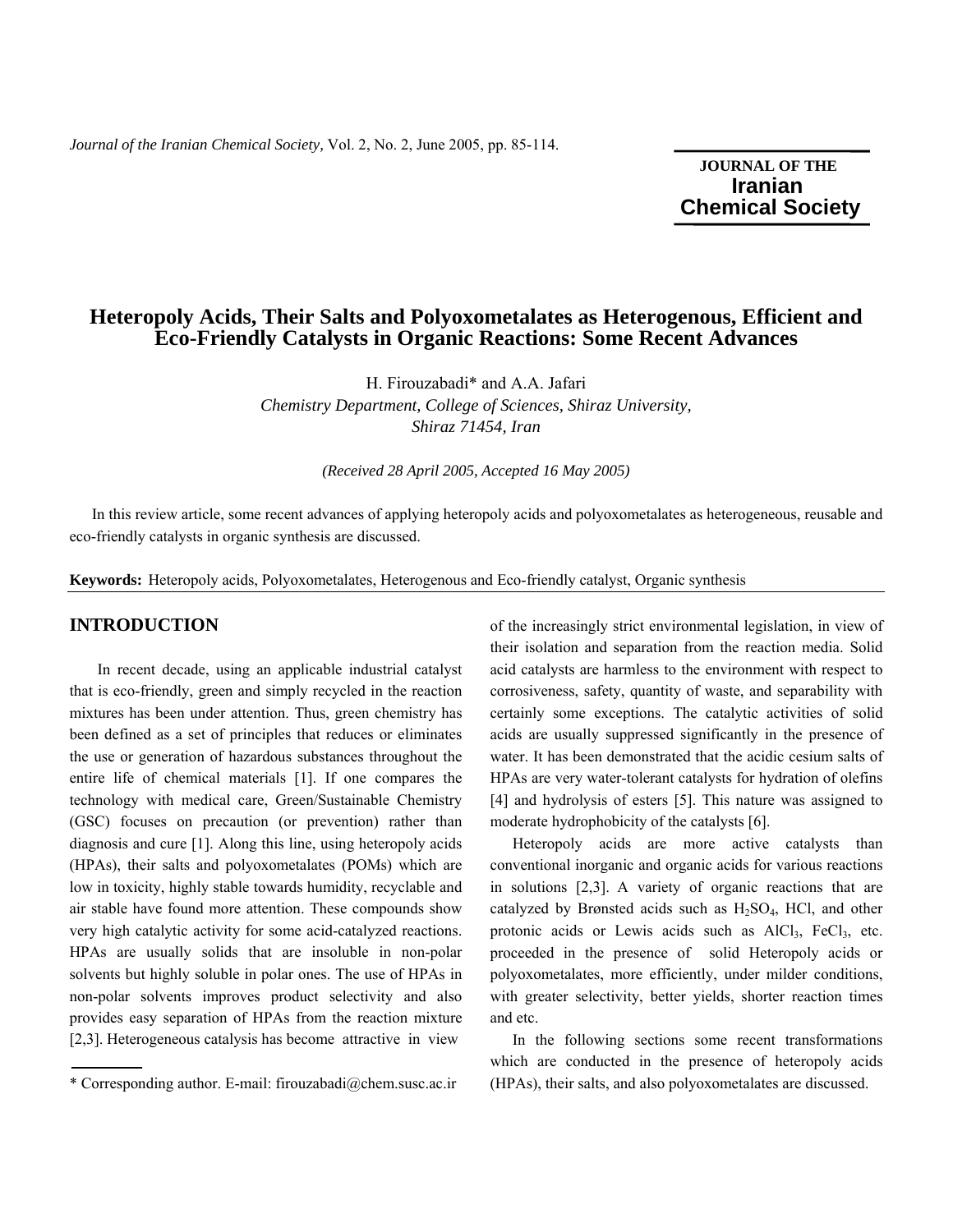# Heteropoly Acids, Their Salts and Polyoxometalates as Heterogenous, Efficient and Eco-Friendly Catalysts in Organic Reactions: Some Recent Advances

H. Firouzabadi* and A.A. Jafari

*Chemistry Department, College of Sciences, Shiraz University, Shiraz 71454, Iran*

*(Received 28 April 2005, Accepted 16 May 2005)*

In this review article, some recent advances of applying heteropoly acids and polyoxometalates as heterogeneous, reusable and eco-friendly catalysts in organic synthesis are discussed.

**Keywords:** Heteropoly acids, Polyoxometalates, Heterogenous and Eco-friendly catalyst, Organic synthesis

## INTRODUCTION

In recent decade, using an applicable industrial catalyst that is eco-friendly, green and simply recycled in the reaction mixtures has been under attention. Thus, green chemistry has been defined as a set of principles that reduces or eliminates the use or generation of hazardous substances throughout the entire life of chemical materials [1]. If one compares the technology with medical care, Green/Sustainable Chemistry (GSC) focuses on precaution (or prevention) rather than diagnosis and cure [1]. Along this line, using heteropoly acids (HPAs), their salts and polyoxometalates (POMs) which are low in toxicity, highly stable towards humidity, recyclable and air stable have found more attention. These compounds show very high catalytic activity for some acid-catalyzed reactions. HPAs are usually solids that are insoluble in non-polar solvents but highly soluble in polar ones. The use of HPAs in non-polar solvents improves product selectivity and also provides easy separation of HPAs from the reaction mixture [2,3]. Heterogeneous catalysis has become attractive in view of the increasingly strict environmental legislation, in view of their isolation and separation from the reaction media. Solid acid catalysts are harmless to the environment with respect to corrosiveness, safety, quantity of waste, and separability with certainly some exceptions. The catalytic activities of solid acids are usually suppressed significantly in the presence of water. It has been demonstrated that the acidic cesium salts of HPAs are very water-tolerant catalysts for hydration of olefins [4] and hydrolysis of esters [5]. This nature was assigned to moderate hydrophobicity of the catalysts [6].

Heteropoly acids are more active catalysts than conventional inorganic and organic acids for various reactions in solutions [2,3]. A variety of organic reactions that are catalyzed by Brønsted acids such as $H_2SO_4$, HCl, and other protonic acids or Lewis acids such as $AlCl_3$, $FeCl_3$, etc. proceeded in the presence of solid Heteropoly acids or polyoxometalates, more efficiently, under milder conditions, with greater selectivity, better yields, shorter reaction times and etc.

In the following sections some recent transformations which are conducted in the presence of heteropoly acids (HPAs), their salts, and also polyoxometalates are discussed.

\* Corresponding author. E-mail: firouzabadi@chem.susc.ac.ir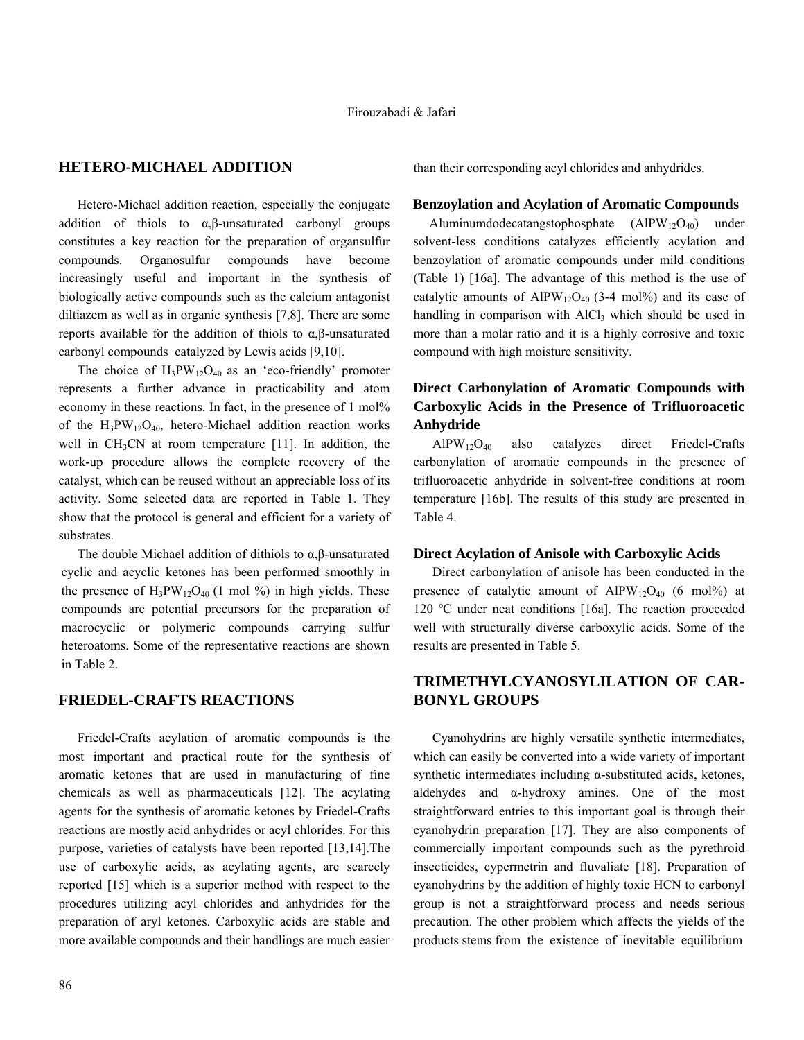## HETERO-MICHAEL ADDITION

Hetero-Michael addition reaction, especially the conjugate addition of thiols to α,β-unsaturated carbonyl groups constitutes a key reaction for the preparation of organsulfur compounds. Organosulfur compounds have become increasingly useful and important in the synthesis of biologically active compounds such as the calcium antagonist diltiazem as well as in organic synthesis [7,8]. There are some reports available for the addition of thiols to α,β-unsaturated carbonyl compounds catalyzed by Lewis acids [9,10].

The choice of $H_3PW_{12}O_{40}$ as an 'eco-friendly' promoter represents a further advance in practicability and atom economy in these reactions. In fact, in the presence of 1 mol% of the $H_3PW_{12}O_{40}$, hetero-Michael addition reaction works well in $CH_3CN$ at room temperature [11]. In addition, the work-up procedure allows the complete recovery of the catalyst, which can be reused without an appreciable loss of its activity. Some selected data are reported in Table 1. They show that the protocol is general and efficient for a variety of substrates.

The double Michael addition of dithiols to α,β-unsaturated cyclic and acyclic ketones has been performed smoothly in the presence of $H_3PW_{12}O_{40}$ (1 mol %) in high yields. These compounds are potential precursors for the preparation of macrocyclic or polymeric compounds carrying sulfur heteroatoms. Some of the representative reactions are shown in Table 2.

## FRIEDEL-CRAFTS REACTIONS

Friedel-Crafts acylation of aromatic compounds is the most important and practical route for the synthesis of aromatic ketones that are used in manufacturing of fine chemicals as well as pharmaceuticals [12]. The acylating agents for the synthesis of aromatic ketones by Friedel-Crafts reactions are mostly acid anhydrides or acyl chlorides. For this purpose, varieties of catalysts have been reported [13,14].The use of carboxylic acids, as acylating agents, are scarcely reported [15] which is a superior method with respect to the procedures utilizing acyl chlorides and anhydrides for the preparation of aryl ketones. Carboxylic acids are stable and more available compounds and their handlings are much easier than their corresponding acyl chlorides and anhydrides.

### Benzoylation and Acylation of Aromatic Compounds

Aluminumdodecatangstophosphate ($AlPW_{12}O_{40}$) under solvent-less conditions catalyzes efficiently acylation and benzoylation of aromatic compounds under mild conditions (Table 1) [16a]. The advantage of this method is the use of catalytic amounts of $AlPW_{12}O_{40}$ (3-4 mol%) and its ease of handling in comparison with $AlCl_3$ which should be used in more than a molar ratio and it is a highly corrosive and toxic compound with high moisture sensitivity.

### Direct Carbonylation of Aromatic Compounds with Carboxylic Acids in the Presence of Trifluoroacetic Anhydride

$AlPW_{12}O_{40}$ also catalyzes direct Friedel-Crafts carbonylation of aromatic compounds in the presence of trifluoroacetic anhydride in solvent-free conditions at room temperature [16b]. The results of this study are presented in Table 4.

### Direct Acylation of Anisole with Carboxylic Acids

Direct carbonylation of anisole has been conducted in the presence of catalytic amount of $AlPW_{12}O_{40}$ (6 mol%) at 120 ºC under neat conditions [16a]. The reaction proceeded well with structurally diverse carboxylic acids. Some of the results are presented in Table 5.

## TRIMETHYLCYANOSYLILATION OF CARBONYL GROUPS

Cyanohydrins are highly versatile synthetic intermediates, which can easily be converted into a wide variety of important synthetic intermediates including α-substituted acids, ketones, aldehydes and α-hydroxy amines. One of the most straightforward entries to this important goal is through their cyanohydrin preparation [17]. They are also components of commercially important compounds such as the pyrethroid insecticides, cypermetrin and fluvaliate [18]. Preparation of cyanohydrins by the addition of highly toxic HCN to carbonyl group is not a straightforward process and needs serious precaution. The other problem which affects the yields of the products stems from the existence of inevitable equilibrium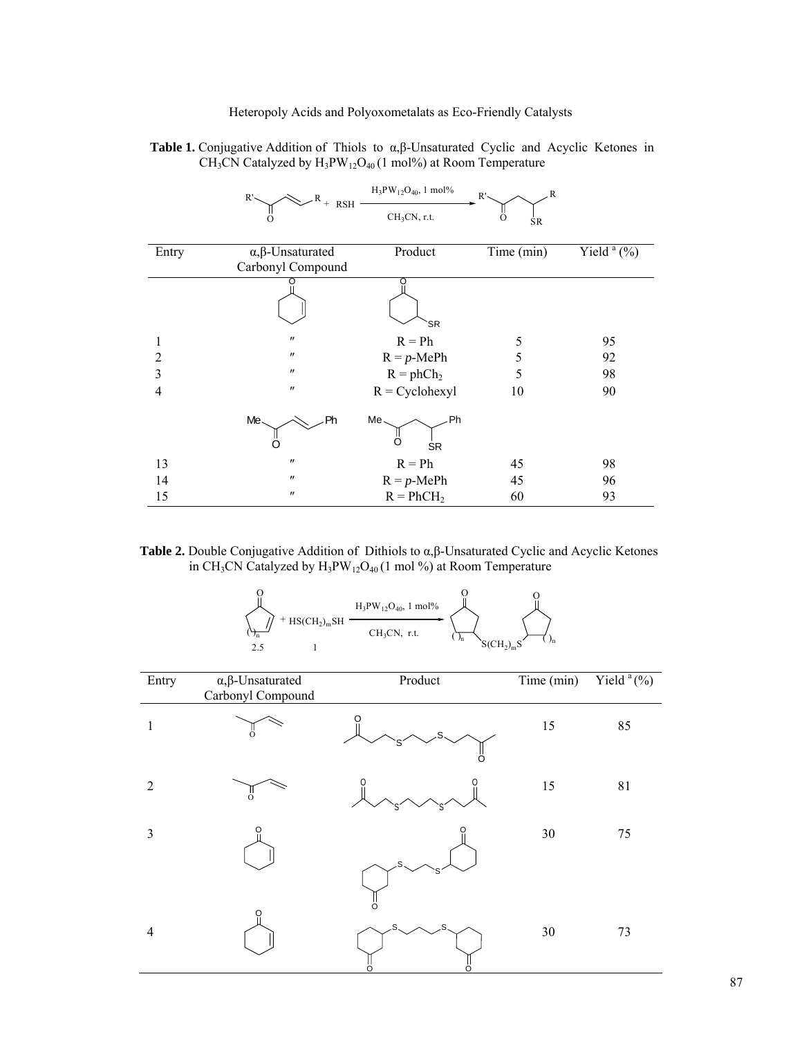**Table 1.** Conjugative Addition of Thiols to α,β-Unsaturated Cyclic and Acyclic Ketones in $CH_3CN$ Catalyzed by $H_3PW_{12}O_{40}$ (1 mol%) at Room Temperature

| Entry | α,β-Unsaturated Carbonyl Compound | Product | Time (min) | Yield [a] (%) |
|---|---|---|---|---|
| | | | | |
| 1 | ″ | R = Ph | 5 | 95 |
| 2 | ″ | R = *p*-MePh | 5 | 92 |
| 3 | ″ | R = ph$CH_2$ | 5 | 98 |
| 4 | ″ | R = Cyclohexyl | 10 | 90 |
| | | | | |
| 13 | ″ | R = Ph | 45 | 98 |
| 14 | ″ | R = *p*-MePh | 45 | 96 |
| 15 | ″ | R = Ph$CH_2$ | 60 | 93 |

**Table 2.** Double Conjugative Addition of Dithiols to α,β-Unsaturated Cyclic and Acyclic Ketones in $CH_3CN$ Catalyzed by $H_3PW_{12}O_{40}$ (1 mol %) at Room Temperature

| Entry | α,β-Unsaturated Carbonyl Compound | Product | Time (min) | Yield [a] (%) |
|---|---|---|---|---|
| 1 | | | 15 | 85 |
| 2 | | | 15 | 81 |
| 3 | | | 30 | 75 |
| 4 | | | 30 | 73 |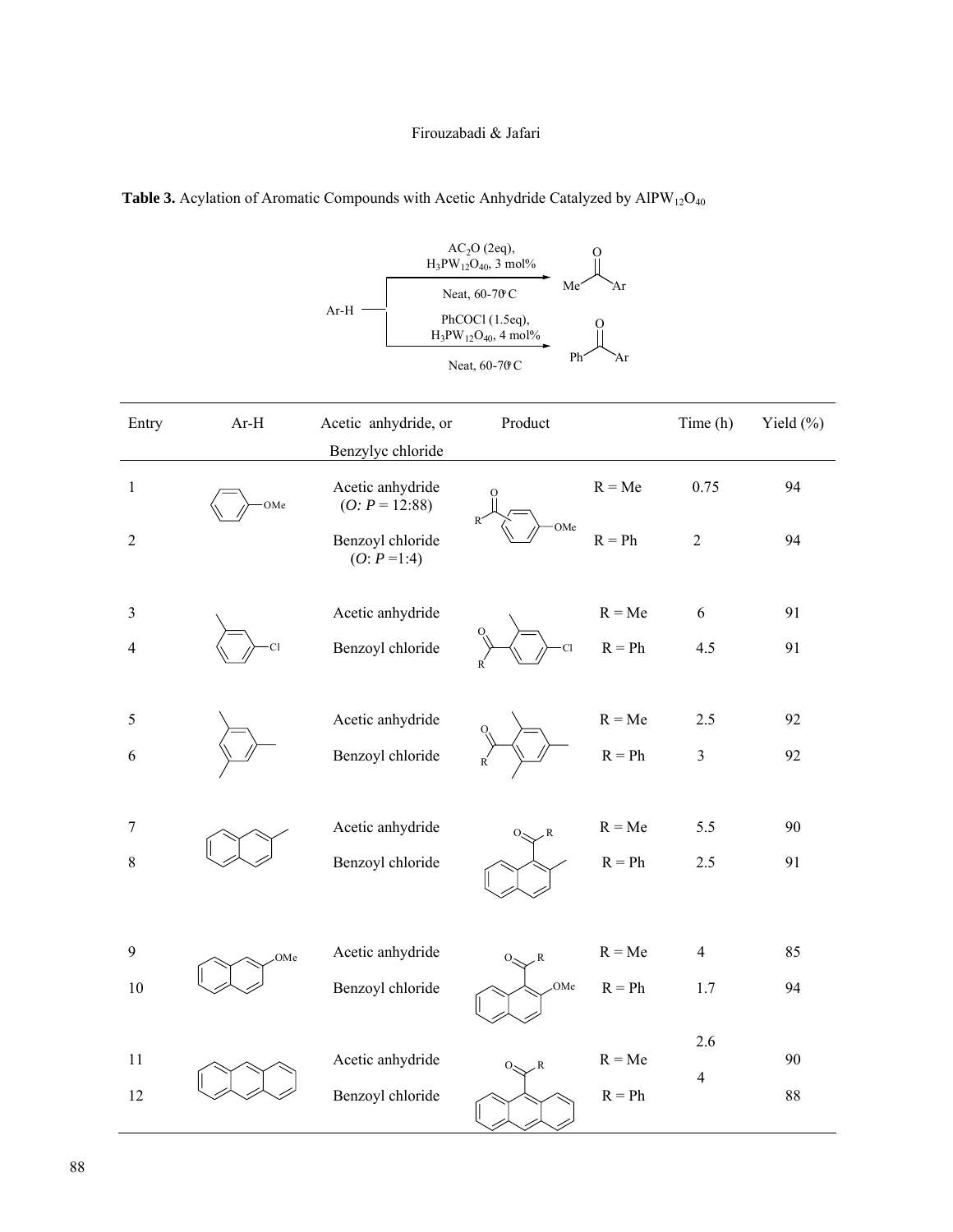**Table 3.** Acylation of Aromatic Compounds with Acetic Anhydride Catalyzed by $AlPW_{12}O_{40}$

Ar-H → [$AC_2O$ (2eq), $H_3PW_{12}O_{40}$, 3 mol%, Neat, 60-70°C] → Me(C=O)Ar

Ar-H → [PhCOCl (1.5eq), $H_3PW_{12}O_{40}$, 4 mol%, Neat, 60-70°C] → Ph(C=O)Ar

| Entry | Ar-H | Acetic anhydride, or Benzylyc chloride | Product | | Time (h) | Yield (%) |
|---|---|---|---|---|---|---|
| 1 | Anisole (OMe) | Acetic anhydride (*O*: *P* = 12:88) | R-CO-C$_6$H$_4$-OMe | R = Me | 0.75 | 94 |
| 2 | | Benzoyl chloride (*O*: *P* =1:4) | | R = Ph | 2 | 94 |
| 3 | 3-Chlorotoluene (Cl) | Acetic anhydride | R-CO-(2-methyl-4-chlorophenyl) | R = Me | 6 | 91 |
| 4 | | Benzoyl chloride | | R = Ph | 4.5 | 91 |
| 5 | Mesitylene | Acetic anhydride | R-CO-mesityl | R = Me | 2.5 | 92 |
| 6 | | Benzoyl chloride | | R = Ph | 3 | 92 |
| 7 | 2-Methylnaphthalene | Acetic anhydride | 1-(R-CO)-2-methylnaphthalene | R = Me | 5.5 | 90 |
| 8 | | Benzoyl chloride | | R = Ph | 2.5 | 91 |
| 9 | 2-Methoxynaphthalene (OMe) | Acetic anhydride | 1-(R-CO)-2-methoxynaphthalene (OMe) | R = Me | 4 | 85 |
| 10 | | Benzoyl chloride | | R = Ph | 1.7 | 94 |
| 11 | Anthracene | Acetic anhydride | 9-(R-CO)-anthracene | R = Me | 2.6 | 90 |
| 12 | | Benzoyl chloride | | R = Ph | 4 | 88 |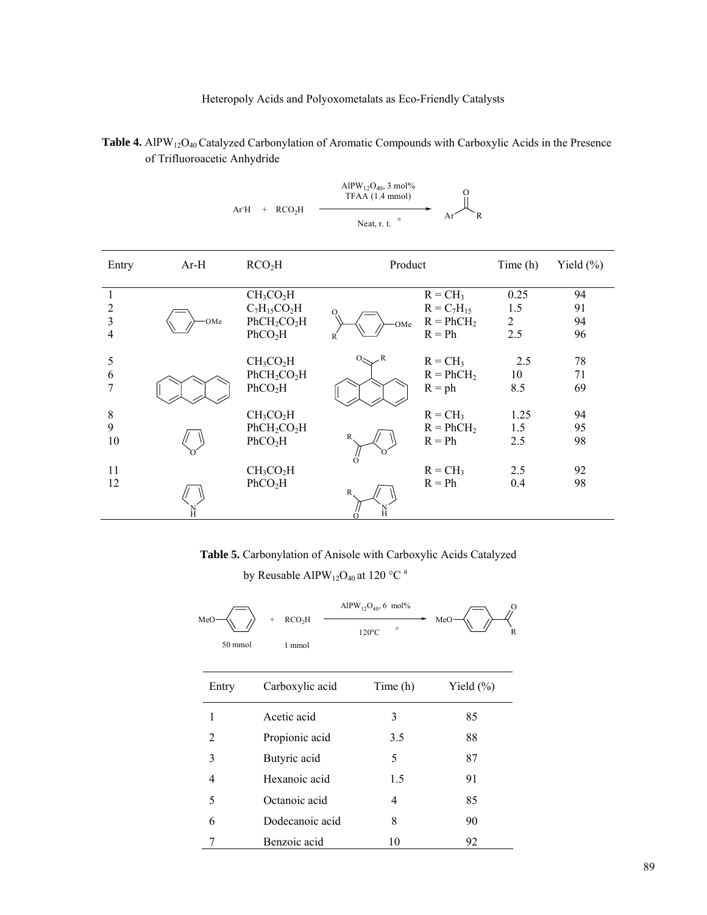**Table 4.** $AlPW_{12}O_{40}$ Catalyzed Carbonylation of Aromatic Compounds with Carboxylic Acids in the Presence of Trifluoroacetic Anhydride

$$Ar\text{-}H + RCO_2H \xrightarrow[\text{Neat, r. t.}]{AlPW_{12}O_{40}\text{, 3 mol\%, TFAA (1.4 mmol)}} ArC(O)R$$

| Entry | Ar-H | $RCO_2H$ | Product | | Time (h) | Yield (%) |
|---|---|---|---|---|---|---|
| 1 | Anisole | $CH_3CO_2H$ | 4-RC(O)-anisole | $R = CH_3$ | 0.25 | 94 |
| 2 | | $C_7H_{15}CO_2H$ | | $R = C_7H_{15}$ | 1.5 | 91 |
| 3 | | $PhCH_2CO_2H$ | | $R = PhCH_2$ | 2 | 94 |
| 4 | | $PhCO_2H$ | | $R = Ph$ | 2.5 | 96 |
| 5 | Anthracene | $CH_3CO_2H$ | 9-RC(O)-anthracene | $R = CH_3$ | 2.5 | 78 |
| 6 | | $PhCH_2CO_2H$ | | $R = PhCH_2$ | 10 | 71 |
| 7 | | $PhCO_2H$ | | $R = ph$ | 8.5 | 69 |
| 8 | Furan | $CH_3CO_2H$ | 2-RC(O)-furan | $R = CH_3$ | 1.25 | 94 |
| 9 | | $PhCH_2CO_2H$ | | $R = PhCH_2$ | 1.5 | 95 |
| 10 | | $PhCO_2H$ | | $R = Ph$ | 2.5 | 98 |
| 11 | Pyrrole | $CH_3CO_2H$ | 2-RC(O)-pyrrole | $R = CH_3$ | 2.5 | 92 |
| 12 | | $PhCO_2H$ | | $R = Ph$ | 0.4 | 98 |

**Table 5.** Carbonylation of Anisole with Carboxylic Acids Catalyzed by Reusable $AlPW_{12}O_{40}$ at 120 °C [a]

$$\underset{\text{50 mmol}}{MeO\text{-}C_6H_5} + \underset{\text{1 mmol}}{RCO_2H} \xrightarrow[120^{\circ}C]{AlPW_{12}O_{40}\text{, 6 mol\%}} MeO\text{-}C_6H_4\text{-}C(O)R$$

| Entry | Carboxylic acid | Time (h) | Yield (%) |
|---|---|---|---|
| 1 | Acetic acid | 3 | 85 |
| 2 | Propionic acid | 3.5 | 88 |
| 3 | Butyric acid | 5 | 87 |
| 4 | Hexanoic acid | 1.5 | 91 |
| 5 | Octanoic acid | 4 | 85 |
| 6 | Dodecanoic acid | 8 | 90 |
| 7 | Benzoic acid | 10 | 92 |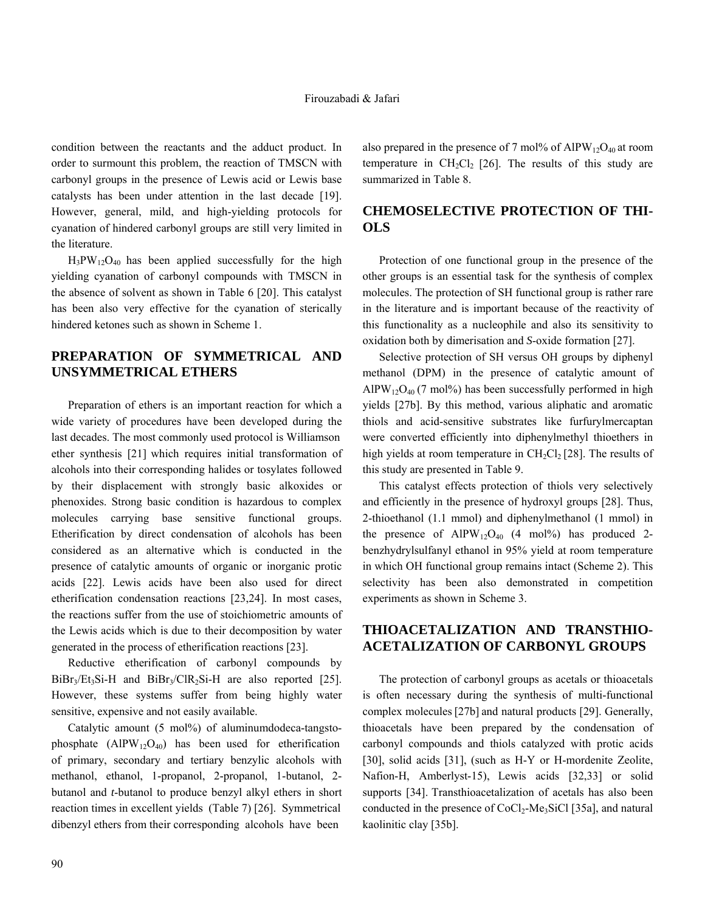condition between the reactants and the adduct product. In order to surmount this problem, the reaction of TMSCN with carbonyl groups in the presence of Lewis acid or Lewis base catalysts has been under attention in the last decade [19]. However, general, mild, and high-yielding protocols for cyanation of hindered carbonyl groups are still very limited in the literature.

$H_3PW_{12}O_{40}$ has been applied successfully for the high yielding cyanation of carbonyl compounds with TMSCN in the absence of solvent as shown in Table 6 [20]. This catalyst has been also very effective for the cyanation of sterically hindered ketones such as shown in Scheme 1.

## PREPARATION OF SYMMETRICAL AND UNSYMMETRICAL ETHERS

Preparation of ethers is an important reaction for which a wide variety of procedures have been developed during the last decades. The most commonly used protocol is Williamson ether synthesis [21] which requires initial transformation of alcohols into their corresponding halides or tosylates followed by their displacement with strongly basic alkoxides or phenoxides. Strong basic condition is hazardous to complex molecules carrying base sensitive functional groups. Etherification by direct condensation of alcohols has been considered as an alternative which is conducted in the presence of catalytic amounts of organic or inorganic protic acids [22]. Lewis acids have been also used for direct etherification condensation reactions [23,24]. In most cases, the reactions suffer from the use of stoichiometric amounts of the Lewis acids which is due to their decomposition by water generated in the process of etherification reactions [23].

Reductive etherification of carbonyl compounds by $BiBr_3/Et_3Si$-H and $BiBr_3/ClR_2Si$-H are also reported [25]. However, these systems suffer from being highly water sensitive, expensive and not easily available.

Catalytic amount (5 mol%) of aluminumdodeca-tangstophosphate ($AlPW_{12}O_{40}$) has been used for etherification of primary, secondary and tertiary benzylic alcohols with methanol, ethanol, 1-propanol, 2-propanol, 1-butanol, 2-butanol and *t*-butanol to produce benzyl alkyl ethers in short reaction times in excellent yields (Table 7) [26]. Symmetrical dibenzyl ethers from their corresponding alcohols have been also prepared in the presence of 7 mol% of $AlPW_{12}O_{40}$ at room temperature in $CH_2Cl_2$ [26]. The results of this study are summarized in Table 8.

## CHEMOSELECTIVE PROTECTION OF THIOLS

Protection of one functional group in the presence of the other groups is an essential task for the synthesis of complex molecules. The protection of SH functional group is rather rare in the literature and is important because of the reactivity of this functionality as a nucleophile and also its sensitivity to oxidation both by dimerisation and *S*-oxide formation [27].

Selective protection of SH versus OH groups by diphenyl methanol (DPM) in the presence of catalytic amount of $AlPW_{12}O_{40}$ (7 mol%) has been successfully performed in high yields [27b]. By this method, various aliphatic and aromatic thiols and acid-sensitive substrates like furfurylmercaptan were converted efficiently into diphenylmethyl thioethers in high yields at room temperature in $CH_2Cl_2$ [28]. The results of this study are presented in Table 9.

This catalyst effects protection of thiols very selectively and efficiently in the presence of hydroxyl groups [28]. Thus, 2-thioethanol (1.1 mmol) and diphenylmethanol (1 mmol) in the presence of $AlPW_{12}O_{40}$ (4 mol%) has produced 2-benzhydrylsulfanyl ethanol in 95% yield at room temperature in which OH functional group remains intact (Scheme 2). This selectivity has been also demonstrated in competition experiments as shown in Scheme 3.

## THIOACETALIZATION AND TRANSTHIOACETALIZATION OF CARBONYL GROUPS

The protection of carbonyl groups as acetals or thioacetals is often necessary during the synthesis of multi-functional complex molecules [27b] and natural products [29]. Generally, thioacetals have been prepared by the condensation of carbonyl compounds and thiols catalyzed with protic acids [30], solid acids [31], (such as H-Y or H-mordenite Zeolite, Nafion-H, Amberlyst-15), Lewis acids [32,33] or solid supports [34]. Transthioacetalization of acetals has also been conducted in the presence of $CoCl_2$-$Me_3SiCl$ [35a], and natural kaolinitic clay [35b].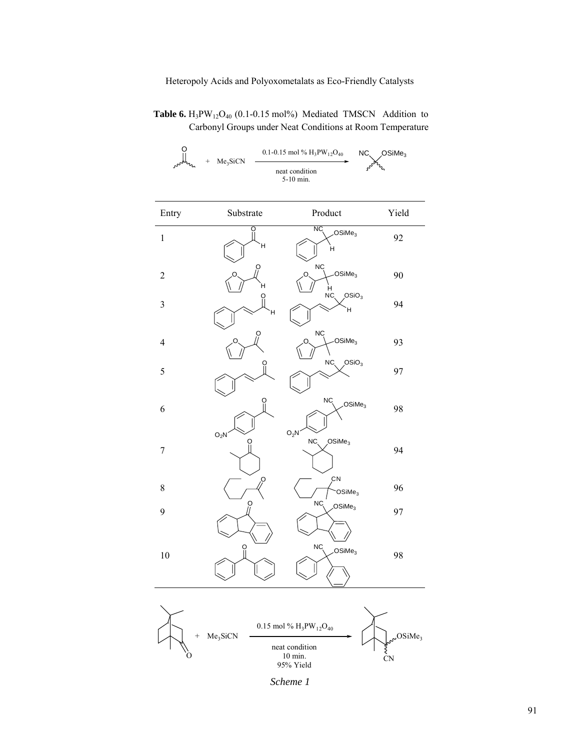**Table 6.** $H_3PW_{12}O_{40}$ (0.1-0.15 mol%) Mediated TMSCN Addition to Carbonyl Groups under Neat Conditions at Room Temperature

$$R_2C{=}O + Me_3SiCN \xrightarrow[\text{neat condition, 5-10 min.}]{0.1\text{-}0.15\text{ mol \% } H_3PW_{12}O_{40}} R_2C(CN)OSiMe_3$$

| Entry | Substrate | Product | Yield |
|---|---|---|---|
| 1 | | | 92 |
| 2 | | | 90 |
| 3 | | | 94 |
| 4 | | | 93 |
| 5 | | | 97 |
| 6 | | | 98 |
| 7 | | | 94 |
| 8 | | | 96 |
| 9 | | | 97 |
| 10 | | | 98 |

$$\text{Camphor} + Me_3SiCN \xrightarrow[\text{neat condition, 10 min., 95\% Yield}]{0.15\text{ mol \% } H_3PW_{12}O_{40}} \text{product (OSiMe}_3\text{, CN)}$$

*Scheme 1*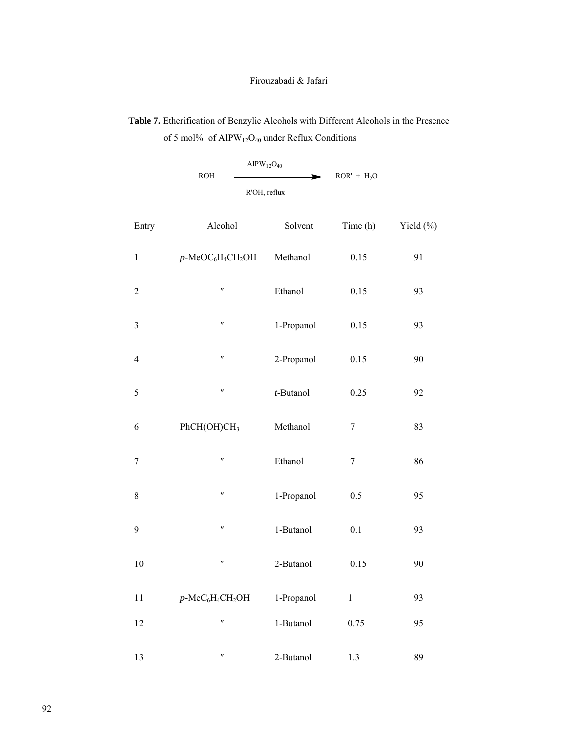**Table 7.** Etherification of Benzylic Alcohols with Different Alcohols in the Presence of 5 mol% of $AlPW_{12}O_{40}$ under Reflux Conditions

$$ROH \xrightarrow[R'OH,\ reflux]{AlPW_{12}O_{40}} ROR' + H_2O$$

| Entry | Alcohol | Solvent | Time (h) | Yield (%) |
|---|---|---|---|---|
| 1 | *p*-$MeOC_6H_4CH_2OH$ | Methanol | 0.15 | 91 |
| 2 | ″ | Ethanol | 0.15 | 93 |
| 3 | ″ | 1-Propanol | 0.15 | 93 |
| 4 | ″ | 2-Propanol | 0.15 | 90 |
| 5 | ″ | *t*-Butanol | 0.25 | 92 |
| 6 | $PhCH(OH)CH_3$ | Methanol | 7 | 83 |
| 7 | ″ | Ethanol | 7 | 86 |
| 8 | ″ | 1-Propanol | 0.5 | 95 |
| 9 | ″ | 1-Butanol | 0.1 | 93 |
| 10 | ″ | 2-Butanol | 0.15 | 90 |
| 11 | *p*-$MeC_6H_4CH_2OH$ | 1-Propanol | 1 | 93 |
| 12 | ″ | 1-Butanol | 0.75 | 95 |
| 13 | ″ | 2-Butanol | 1.3 | 89 |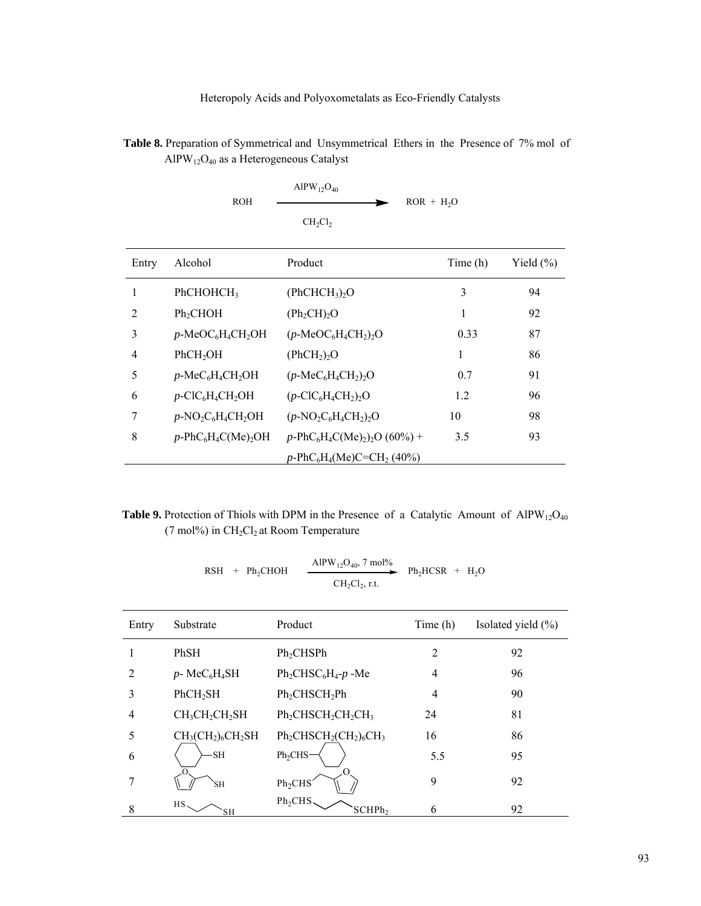**Table 8.** Preparation of Symmetrical and Unsymmetrical Ethers in the Presence of 7% mol of $AlPW_{12}O_{40}$ as a Heterogeneous Catalyst

$$ROH \xrightarrow[CH_2Cl_2]{AlPW_{12}O_{40}} ROR + H_2O$$

| Entry | Alcohol | Product | Time (h) | Yield (%) |
|---|---|---|---|---|
| 1 | $PhCHOHCH_3$ | $(PhCHCH_3)_2O$ | 3 | 94 |
| 2 | $Ph_2CHOH$ | $(Ph_2CH)_2O$ | 1 | 92 |
| 3 | *p*-$MeOC_6H_4CH_2OH$ | (*p*-$MeOC_6H_4CH_2)_2O$ | 0.33 | 87 |
| 4 | $PhCH_2OH$ | $(PhCH_2)_2O$ | 1 | 86 |
| 5 | *p*-$MeC_6H_4CH_2OH$ | (*p*-$MeC_6H_4CH_2)_2O$ | 0.7 | 91 |
| 6 | *p*-$ClC_6H_4CH_2OH$ | (*p*-$ClC_6H_4CH_2)_2O$ | 1.2 | 96 |
| 7 | *p*-$NO_2C_6H_4CH_2OH$ | (*p*-$NO_2C_6H_4CH_2)_2O$ | 10 | 98 |
| 8 | *p*-$PhC_6H_4C(Me)_2OH$ | *p*-$PhC_6H_4C(Me)_2)_2O$ (60%) + *p*-$PhC_6H_4(Me)C{=}CH_2$ (40%) | 3.5 | 93 |

**Table 9.** Protection of Thiols with DPM in the Presence of a Catalytic Amount of $AlPW_{12}O_{40}$ (7 mol%) in $CH_2Cl_2$ at Room Temperature

$$RSH + Ph_2CHOH \xrightarrow[CH_2Cl_2,\ r.t.]{AlPW_{12}O_{40},\ 7\ mol\%} Ph_2HCSR + H_2O$$

| Entry | Substrate | Product | Time (h) | Isolated yield (%) |
|---|---|---|---|---|
| 1 | PhSH | $Ph_2CHSPh$ | 2 | 92 |
| 2 | *p*- $MeC_6H_4SH$ | $Ph_2CHSC_6H_4$-*p* -Me | 4 | 96 |
| 3 | $PhCH_2SH$ | $Ph_2CHSCH_2Ph$ | 4 | 90 |
| 4 | $CH_3CH_2CH_2SH$ | $Ph_2CHSCH_2CH_2CH_3$ | 24 | 81 |
| 5 | $CH_3(CH_2)_6CH_2SH$ | $Ph_2CHSCH_2(CH_2)_6CH_3$ | 16 | 86 |
| 6 | cyclohexyl-SH | $Ph_2CHS$-cyclohexyl | 5.5 | 95 |
| 7 | 2-furyl-$CH_2SH$ | $Ph_2CHSCH_2$-2-furyl | 9 | 92 |
| 8 | $HSCH_2CH_2SH$ | $Ph_2CHSCH_2CH_2SCHPh_2$ | 6 | 92 |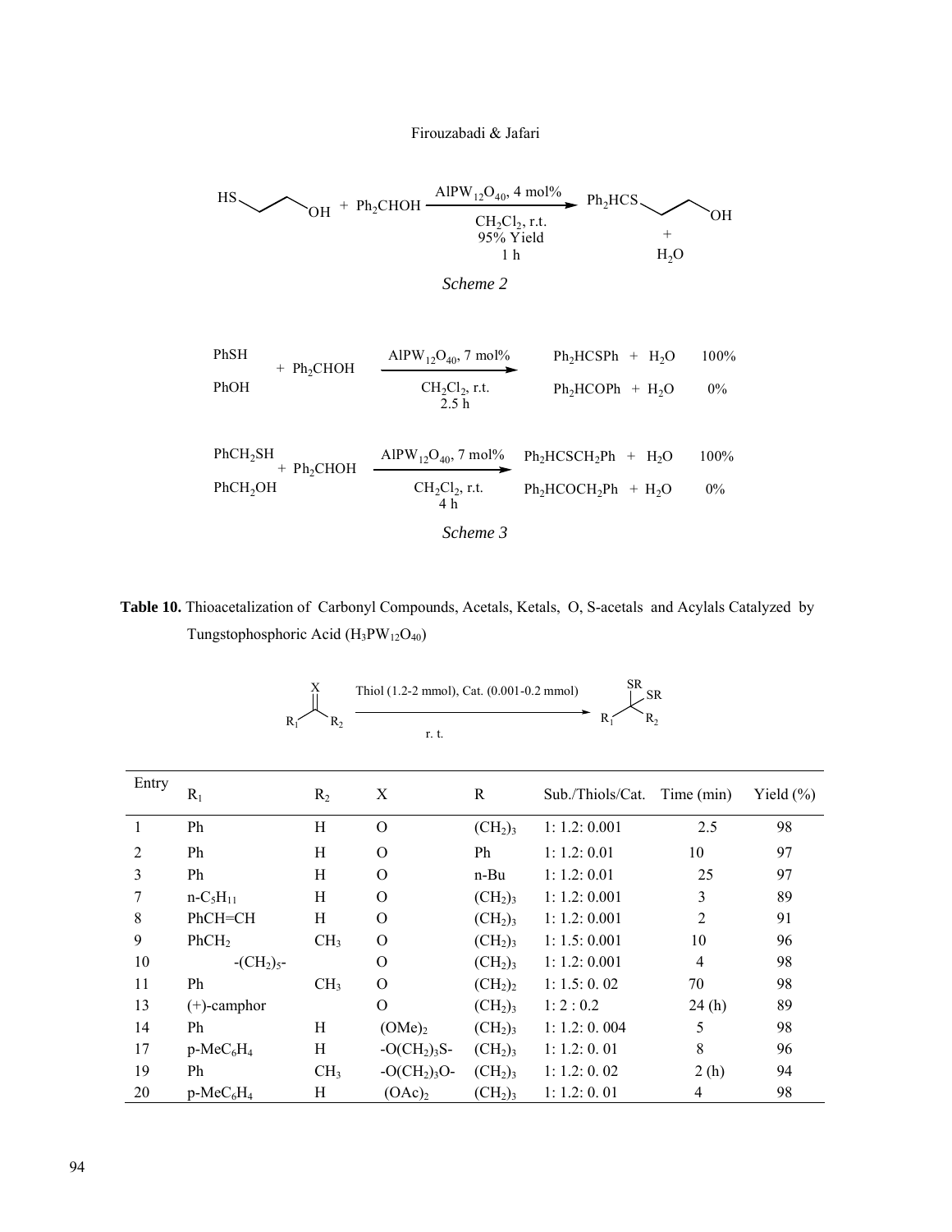$$HS\text{-}CH_2CH_2\text{-}OH + Ph_2CHOH \xrightarrow[\substack{CH_2Cl_2,\ r.t.\\ 95\%\ Yield\\ 1\ h}]{AlPW_{12}O_{40},\ 4\ mol\%} Ph_2HCS\text{-}CH_2CH_2\text{-}OH + H_2O$$

*Scheme 2*

$$\begin{matrix} PhSH \\ PhOH \end{matrix} + Ph_2CHOH \xrightarrow[\substack{CH_2Cl_2,\ r.t.\\ 2.5\ h}]{AlPW_{12}O_{40},\ 7\ mol\%} \begin{matrix} Ph_2HCSPh + H_2O & 100\% \\ Ph_2HCOPh + H_2O & 0\% \end{matrix}$$

$$\begin{matrix} PhCH_2SH \\ PhCH_2OH \end{matrix} + Ph_2CHOH \xrightarrow[\substack{CH_2Cl_2,\ r.t.\\ 4\ h}]{AlPW_{12}O_{40},\ 7\ mol\%} \begin{matrix} Ph_2HCSCH_2Ph + H_2O & 100\% \\ Ph_2HCOCH_2Ph + H_2O & 0\% \end{matrix}$$

*Scheme 3*

**Table 10.** Thioacetalization of Carbonyl Compounds, Acetals, Ketals, O, S-acetals and Acylals Catalyzed by Tungstophosphoric Acid ($H_3PW_{12}O_{40}$)

$$R_1C(=X)R_2 \xrightarrow[r.t.]{\text{Thiol (1.2-2 mmol), Cat. (0.001-0.2 mmol)}} R_1C(SR)(SR)R_2$$

| Entry | $R_1$ | $R_2$ | X | R | Sub./Thiols/Cat. | Time (min) | Yield (%) |
|---|---|---|---|---|---|---|---|
| 1 | Ph | H | O | $(CH_2)_3$ | 1: 1.2: 0.001 | 2.5 | 98 |
| 2 | Ph | H | O | Ph | 1: 1.2: 0.01 | 10 | 97 |
| 3 | Ph | H | O | n-Bu | 1: 1.2: 0.01 | 25 | 97 |
| 7 | n-$C_5H_{11}$ | H | O | $(CH_2)_3$ | 1: 1.2: 0.001 | 3 | 89 |
| 8 | PhCH=CH | H | O | $(CH_2)_3$ | 1: 1.2: 0.001 | 2 | 91 |
| 9 | $PhCH_2$ | $CH_3$ | O | $(CH_2)_3$ | 1: 1.5: 0.001 | 10 | 96 |
| 10 | -$(CH_2)_5$- | | O | $(CH_2)_3$ | 1: 1.2: 0.001 | 4 | 98 |
| 11 | Ph | $CH_3$ | O | $(CH_2)_2$ | 1: 1.5: 0. 02 | 70 | 98 |
| 13 | (+)-camphor | | O | $(CH_2)_3$ | 1: 2 : 0.2 | 24 (h) | 89 |
| 14 | Ph | H | $(OMe)_2$ | $(CH_2)_3$ | 1: 1.2: 0. 004 | 5 | 98 |
| 17 | p-$MeC_6H_4$ | H | -$O(CH_2)_3S$- | $(CH_2)_3$ | 1: 1.2: 0. 01 | 8 | 96 |
| 19 | Ph | $CH_3$ | -$O(CH_2)_3O$- | $(CH_2)_3$ | 1: 1.2: 0. 02 | 2 (h) | 94 |
| 20 | p-$MeC_6H_4$ | H | $(OAc)_2$ | $(CH_2)_3$ | 1: 1.2: 0. 01 | 4 | 98 |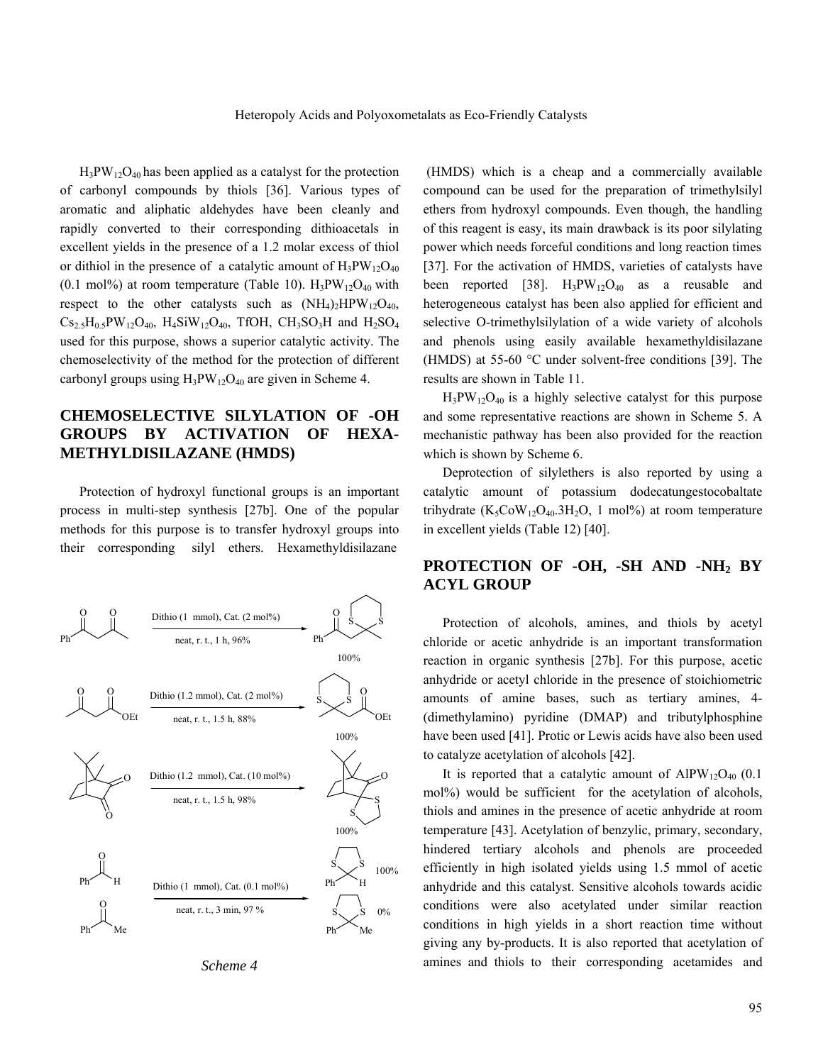$H_3PW_{12}O_{40}$ has been applied as a catalyst for the protection of carbonyl compounds by thiols [36]. Various types of aromatic and aliphatic aldehydes have been cleanly and rapidly converted to their corresponding dithioacetals in excellent yields in the presence of a 1.2 molar excess of thiol or dithiol in the presence of a catalytic amount of $H_3PW_{12}O_{40}$ (0.1 mol%) at room temperature (Table 10). $H_3PW_{12}O_{40}$ with respect to the other catalysts such as $(NH_4)_2HPW_{12}O_{40}$, $Cs_{2.5}H_{0.5}PW_{12}O_{40}$, $H_4SiW_{12}O_{40}$, TfOH, $CH_3SO_3H$ and $H_2SO_4$ used for this purpose, shows a superior catalytic activity. The chemoselectivity of the method for the protection of different carbonyl groups using $H_3PW_{12}O_{40}$ are given in Scheme 4.

Dithio (1 mmol), Cat. (2 mol%) — neat, r. t., 1 h, 96% — 100%

Dithio (1.2 mmol), Cat. (2 mol%) — neat, r. t., 1.5 h, 88% — 100%

Dithio (1.2 mmol), Cat. (10 mol%) — neat, r. t., 1.5 h, 98% — 100%

Dithio (1 mmol), Cat. (0.1 mol%) — neat, r. t., 3 min, 97 % — 100% / 0%

*Scheme 4*

## CHEMOSELECTIVE SILYLATION OF -OH GROUPS BY ACTIVATION OF HEXA-METHYLDISILAZANE (HMDS)

Protection of hydroxyl functional groups is an important process in multi-step synthesis [27b]. One of the popular methods for this purpose is to transfer hydroxyl groups into their corresponding silyl ethers. Hexamethyldisilazane (HMDS) which is a cheap and a commercially available compound can be used for the preparation of trimethylsilyl ethers from hydroxyl compounds. Even though, the handling of this reagent is easy, its main drawback is its poor silylating power which needs forceful conditions and long reaction times [37]. For the activation of HMDS, varieties of catalysts have been reported [38]. $H_3PW_{12}O_{40}$ as a reusable and heterogeneous catalyst has been also applied for efficient and selective O-trimethylsilylation of a wide variety of alcohols and phenols using easily available hexamethyldisilazane (HMDS) at 55-60 °C under solvent-free conditions [39]. The results are shown in Table 11.

$H_3PW_{12}O_{40}$ is a highly selective catalyst for this purpose and some representative reactions are shown in Scheme 5. A mechanistic pathway has been also provided for the reaction which is shown by Scheme 6.

Deprotection of silylethers is also reported by using a catalytic amount of potassium dodecatungestocobaltate trihydrate ($K_5CoW_{12}O_{40}.3H_2O$, 1 mol%) at room temperature in excellent yields (Table 12) [40].

## PROTECTION OF -OH, -SH AND -NH$_2$ BY ACYL GROUP

Protection of alcohols, amines, and thiols by acetyl chloride or acetic anhydride is an important transformation reaction in organic synthesis [27b]. For this purpose, acetic anhydride or acetyl chloride in the presence of stoichiometric amounts of amine bases, such as tertiary amines, 4-(dimethylamino) pyridine (DMAP) and tributylphosphine have been used [41]. Protic or Lewis acids have also been used to catalyze acetylation of alcohols [42].

It is reported that a catalytic amount of $AlPW_{12}O_{40}$ (0.1 mol%) would be sufficient for the acetylation of alcohols, thiols and amines in the presence of acetic anhydride at room temperature [43]. Acetylation of benzylic, primary, secondary, hindered tertiary alcohols and phenols are proceeded efficiently in high isolated yields using 1.5 mmol of acetic anhydride and this catalyst. Sensitive alcohols towards acidic conditions were also acetylated under similar reaction conditions in high yields in a short reaction time without giving any by-products. It is also reported that acetylation of amines and thiols to their corresponding acetamides and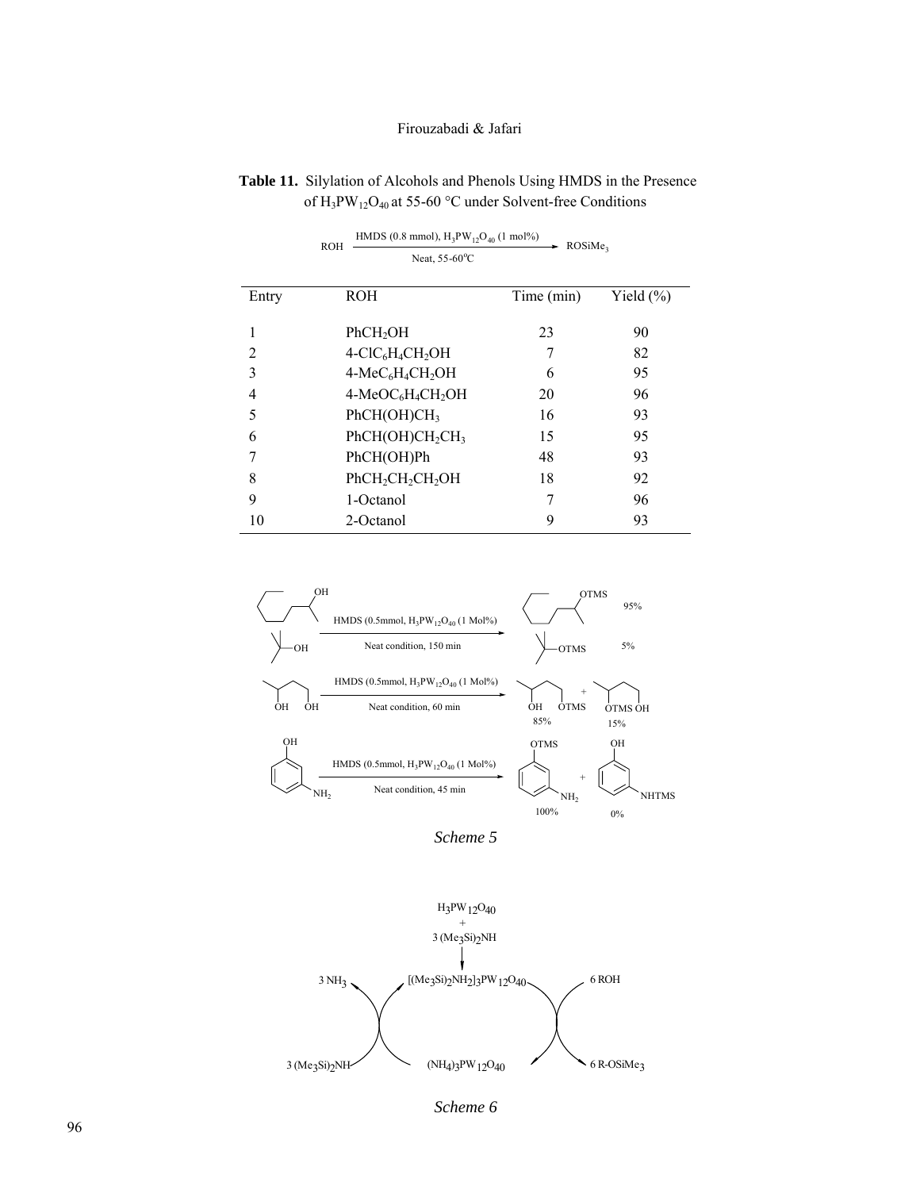**Table 11.** Silylation of Alcohols and Phenols Using HMDS in the Presence of $H_3PW_{12}O_{40}$ at 55-60 °C under Solvent-free Conditions

$$\text{ROH} \xrightarrow[\text{Neat, 55-60}^{\circ}\text{C}]{\text{HMDS (0.8 mmol), } H_3PW_{12}O_{40} \text{ (1 mol\%)}} \text{ROSiMe}_3$$

| Entry | ROH | Time (min) | Yield (%) |
|---|---|---|---|
| 1 | $PhCH_2OH$ | 23 | 90 |
| 2 | $4\text{-}ClC_6H_4CH_2OH$ | 7 | 82 |
| 3 | $4\text{-}MeC_6H_4CH_2OH$ | 6 | 95 |
| 4 | $4\text{-}MeOC_6H_4CH_2OH$ | 20 | 96 |
| 5 | $PhCH(OH)CH_3$ | 16 | 93 |
| 6 | $PhCH(OH)CH_2CH_3$ | 15 | 95 |
| 7 | $PhCH(OH)Ph$ | 48 | 93 |
| 8 | $PhCH_2CH_2CH_2OH$ | 18 | 92 |
| 9 | 1-Octanol | 7 | 96 |
| 10 | 2-Octanol | 9 | 93 |

2-Octanol + *t*-BuOH → HMDS (0.5mmol, $H_3PW_{12}O_{40}$ (1 Mol%)), Neat condition, 150 min → 2-octyl-OTMS 95%; *t*-Bu-OTMS 5%

Butane-1,3-diol → HMDS (0.5mmol, $H_3PW_{12}O_{40}$ (1 Mol%)), Neat condition, 60 min → 3-hydroxybutyl-OTMS (primary OH silylated) 85% + 3-OTMS-butan-1-ol (secondary OH silylated) 15%

3-Aminophenol → HMDS (0.5mmol, $H_3PW_{12}O_{40}$ (1 Mol%)), Neat condition, 45 min → 3-(OTMS)aniline 100% + 3-(NHTMS)phenol 0%

*Scheme 5*

$$H_3PW_{12}O_{40} + 3\,(Me_3Si)_2NH \rightarrow [(Me_3Si)_2NH_2]_3PW_{12}O_{40}$$

Catalytic cycle: $[(Me_3Si)_2NH_2]_3PW_{12}O_{40}$ + 6 ROH → 6 R-OSiMe$_3$ + $(NH_4)_3PW_{12}O_{40}$; $(NH_4)_3PW_{12}O_{40}$ + 3 $(Me_3Si)_2NH$ → $[(Me_3Si)_2NH_2]_3PW_{12}O_{40}$ + 3 $NH_3$

*Scheme 6*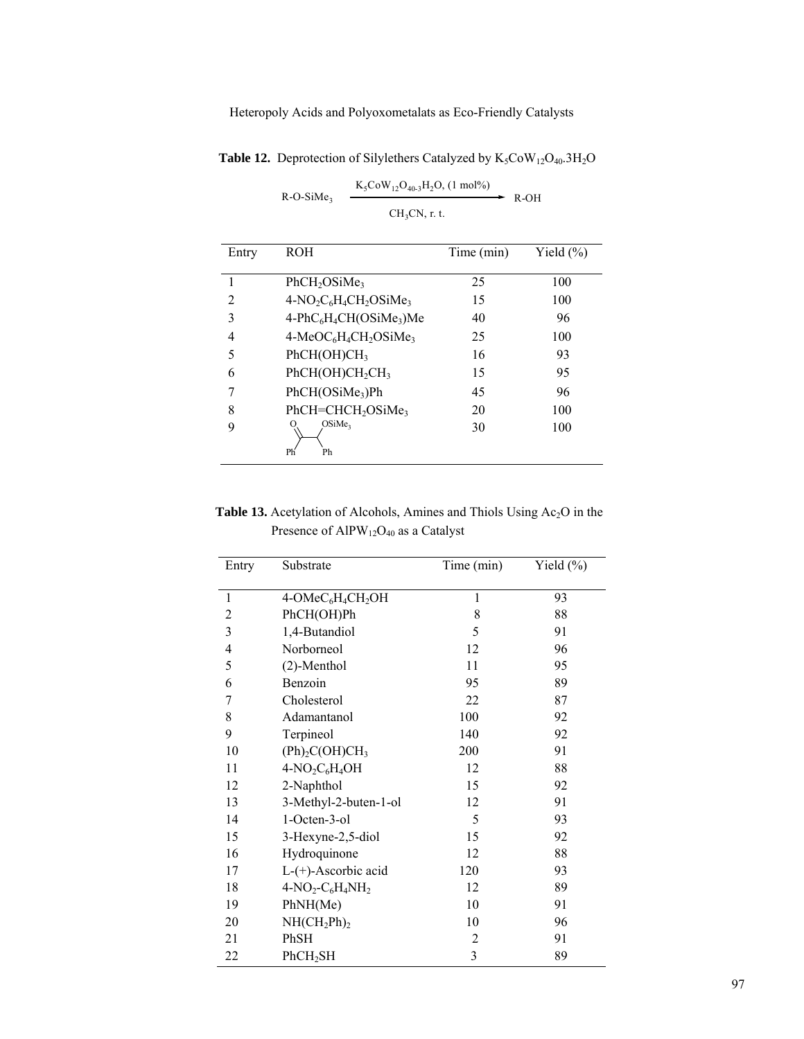**Table 12.** Deprotection of Silylethers Catalyzed by $K_5CoW_{12}O_{40}.3H_2O$

$$\text{R-O-SiMe}_3 \xrightarrow[\text{CH}_3\text{CN, r. t.}]{\text{K}_5\text{CoW}_{12}\text{O}_{40\text{-}3}\text{H}_2\text{O, (1 mol\%)}} \text{R-OH}$$

| Entry | ROH | Time (min) | Yield (%) |
|---|---|---|---|
| 1 | $PhCH_2OSiMe_3$ | 25 | 100 |
| 2 | $4\text{-}NO_2C_6H_4CH_2OSiMe_3$ | 15 | 100 |
| 3 | $4\text{-}PhC_6H_4CH(OSiMe_3)Me$ | 40 | 96 |
| 4 | $4\text{-}MeOC_6H_4CH_2OSiMe_3$ | 25 | 100 |
| 5 | $PhCH(OH)CH_3$ | 16 | 93 |
| 6 | $PhCH(OH)CH_2CH_3$ | 15 | 95 |
| 7 | $PhCH(OSiMe_3)Ph$ | 45 | 96 |
| 8 | $PhCH{=}CHCH_2OSiMe_3$ | 20 | 100 |
| 9 | $PhC(O)CH(OSiMe_3)Ph$ | 30 | 100 |

**Table 13.** Acetylation of Alcohols, Amines and Thiols Using $Ac_2O$ in the Presence of $AlPW_{12}O_{40}$ as a Catalyst

| Entry | Substrate | Time (min) | Yield (%) |
|---|---|---|---|
| 1 | $4\text{-}OMeC_6H_4CH_2OH$ | 1 | 93 |
| 2 | $PhCH(OH)Ph$ | 8 | 88 |
| 3 | 1,4-Butandiol | 5 | 91 |
| 4 | Norborneol | 12 | 96 |
| 5 | (2)-Menthol | 11 | 95 |
| 6 | Benzoin | 95 | 89 |
| 7 | Cholesterol | 22 | 87 |
| 8 | Adamantanol | 100 | 92 |
| 9 | Terpineol | 140 | 92 |
| 10 | $(Ph)_2C(OH)CH_3$ | 200 | 91 |
| 11 | $4\text{-}NO_2C_6H_4OH$ | 12 | 88 |
| 12 | 2-Naphthol | 15 | 92 |
| 13 | 3-Methyl-2-buten-1-ol | 12 | 91 |
| 14 | 1-Octen-3-ol | 5 | 93 |
| 15 | 3-Hexyne-2,5-diol | 15 | 92 |
| 16 | Hydroquinone | 12 | 88 |
| 17 | L-(+)-Ascorbic acid | 120 | 93 |
| 18 | $4\text{-}NO_2\text{-}C_6H_4NH_2$ | 12 | 89 |
| 19 | PhNH(Me) | 10 | 91 |
| 20 | $NH(CH_2Ph)_2$ | 10 | 96 |
| 21 | PhSH | 2 | 91 |
| 22 | $PhCH_2SH$ | 3 | 89 |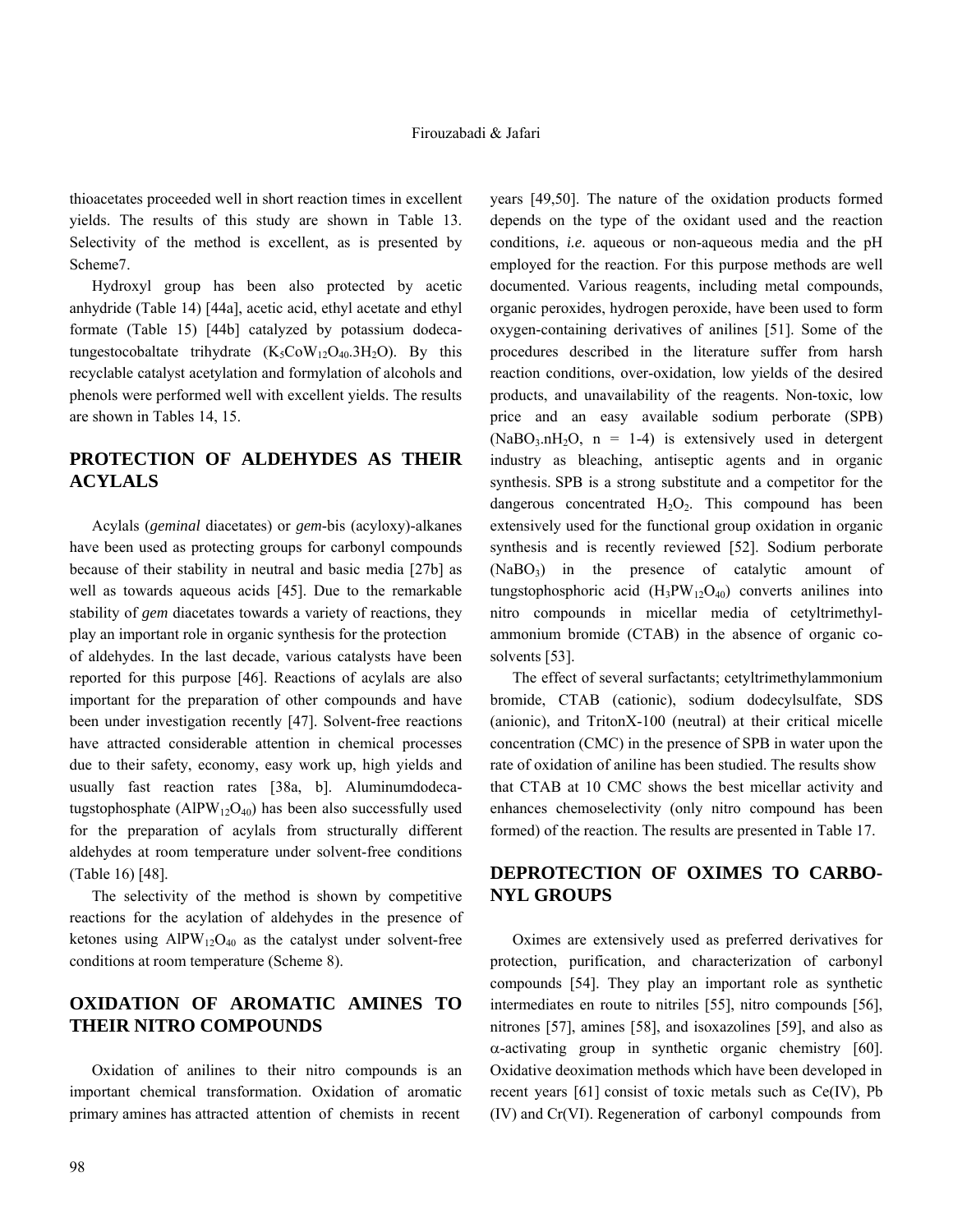thioacetates proceeded well in short reaction times in excellent yields. The results of this study are shown in Table 13. Selectivity of the method is excellent, as is presented by Scheme7.

Hydroxyl group has been also protected by acetic anhydride (Table 14) [44a], acetic acid, ethyl acetate and ethyl formate (Table 15) [44b] catalyzed by potassium dodeca-tungestocobaltate trihydrate ($K_5CoW_{12}O_{40}.3H_2O$). By this recyclable catalyst acetylation and formylation of alcohols and phenols were performed well with excellent yields. The results are shown in Tables 14, 15.

## PROTECTION OF ALDEHYDES AS THEIR ACYLALS

Acylals (*geminal* diacetates) or *gem*-bis (acyloxy)-alkanes have been used as protecting groups for carbonyl compounds because of their stability in neutral and basic media [27b] as well as towards aqueous acids [45]. Due to the remarkable stability of *gem* diacetates towards a variety of reactions, they play an important role in organic synthesis for the protection of aldehydes. In the last decade, various catalysts have been reported for this purpose [46]. Reactions of acylals are also important for the preparation of other compounds and have been under investigation recently [47]. Solvent-free reactions have attracted considerable attention in chemical processes due to their safety, economy, easy work up, high yields and usually fast reaction rates [38a, b]. Aluminumdodeca-tugstophosphate ($AlPW_{12}O_{40}$) has been also successfully used for the preparation of acylals from structurally different aldehydes at room temperature under solvent-free conditions (Table 16) [48].

The selectivity of the method is shown by competitive reactions for the acylation of aldehydes in the presence of ketones using $AlPW_{12}O_{40}$ as the catalyst under solvent-free conditions at room temperature (Scheme 8).

## OXIDATION OF AROMATIC AMINES TO THEIR NITRO COMPOUNDS

Oxidation of anilines to their nitro compounds is an important chemical transformation. Oxidation of aromatic primary amines has attracted attention of chemists in recent years [49,50]. The nature of the oxidation products formed depends on the type of the oxidant used and the reaction conditions, *i.e*. aqueous or non-aqueous media and the pH employed for the reaction. For this purpose methods are well documented. Various reagents, including metal compounds, organic peroxides, hydrogen peroxide, have been used to form oxygen-containing derivatives of anilines [51]. Some of the procedures described in the literature suffer from harsh reaction conditions, over-oxidation, low yields of the desired products, and unavailability of the reagents. Non-toxic, low price and an easy available sodium perborate (SPB) ($NaBO_3.nH_2O$, n = 1-4) is extensively used in detergent industry as bleaching, antiseptic agents and in organic synthesis. SPB is a strong substitute and a competitor for the dangerous concentrated $H_2O_2$. This compound has been extensively used for the functional group oxidation in organic synthesis and is recently reviewed [52]. Sodium perborate ($NaBO_3$) in the presence of catalytic amount of tungstophosphoric acid ($H_3PW_{12}O_{40}$) converts anilines into nitro compounds in micellar media of cetyltrimethyl-ammonium bromide (CTAB) in the absence of organic co-solvents [53].

The effect of several surfactants; cetyltrimethylammonium bromide, CTAB (cationic), sodium dodecylsulfate, SDS (anionic), and TritonX-100 (neutral) at their critical micelle concentration (CMC) in the presence of SPB in water upon the rate of oxidation of aniline has been studied. The results show that CTAB at 10 CMC shows the best micellar activity and enhances chemoselectivity (only nitro compound has been formed) of the reaction. The results are presented in Table 17.

## DEPROTECTION OF OXIMES TO CARBONYL GROUPS

Oximes are extensively used as preferred derivatives for protection, purification, and characterization of carbonyl compounds [54]. They play an important role as synthetic intermediates en route to nitriles [55], nitro compounds [56], nitrones [57], amines [58], and isoxazolines [59], and also as $\alpha$-activating group in synthetic organic chemistry [60]. Oxidative deoximation methods which have been developed in recent years [61] consist of toxic metals such as Ce(IV), Pb (IV) and Cr(VI). Regeneration of carbonyl compounds from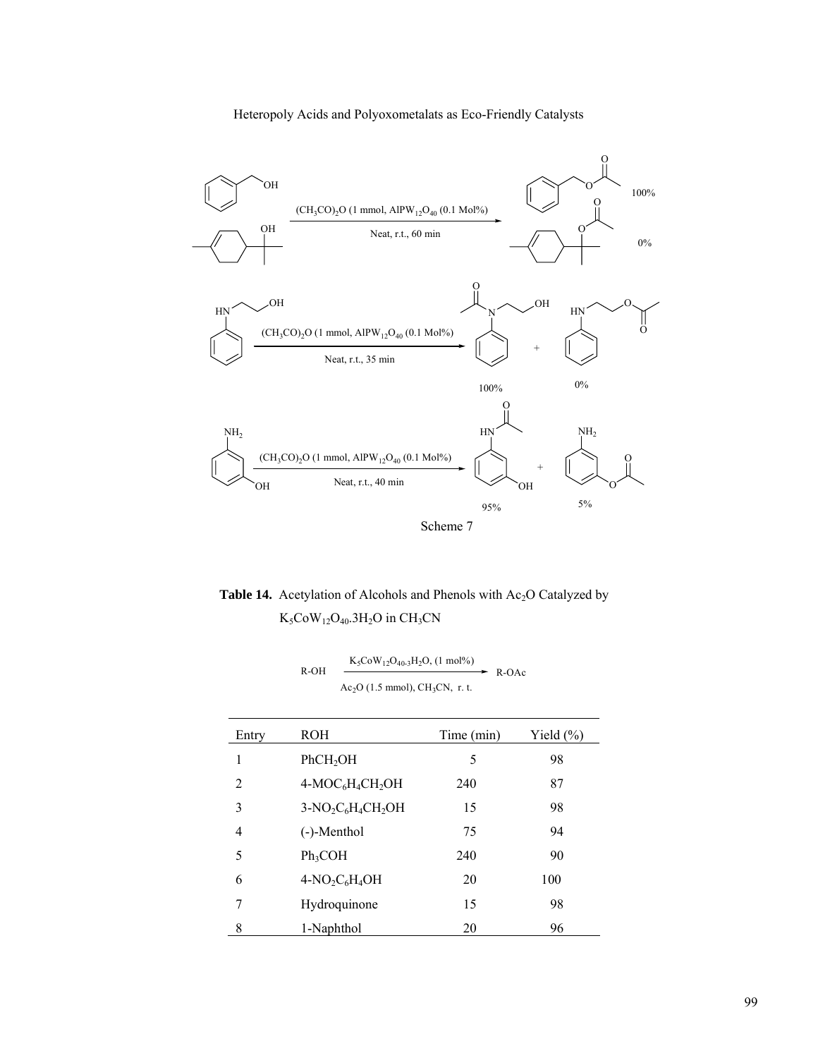Scheme 7

**Table 14.** Acetylation of Alcohols and Phenols with $Ac_2O$ Catalyzed by $K_5CoW_{12}O_{40}.3H_2O$ in $CH_3CN$

$$R\text{-}OH \xrightarrow[Ac_2O\ (1.5\ mmol),\ CH_3CN,\ r.\ t.]{K_5CoW_{12}O_{40}.3H_2O,\ (1\ mol\%)} R\text{-}OAc$$

| Entry | ROH | Time (min) | Yield (%) |
|---|---|---|---|
| 1 | $PhCH_2OH$ | 5 | 98 |
| 2 | $4\text{-}MOC_6H_4CH_2OH$ | 240 | 87 |
| 3 | $3\text{-}NO_2C_6H_4CH_2OH$ | 15 | 98 |
| 4 | (-)-Menthol | 75 | 94 |
| 5 | $Ph_3COH$ | 240 | 90 |
| 6 | $4\text{-}NO_2C_6H_4OH$ | 20 | 100 |
| 7 | Hydroquinone | 15 | 98 |
| 8 | 1-Naphthol | 20 | 96 |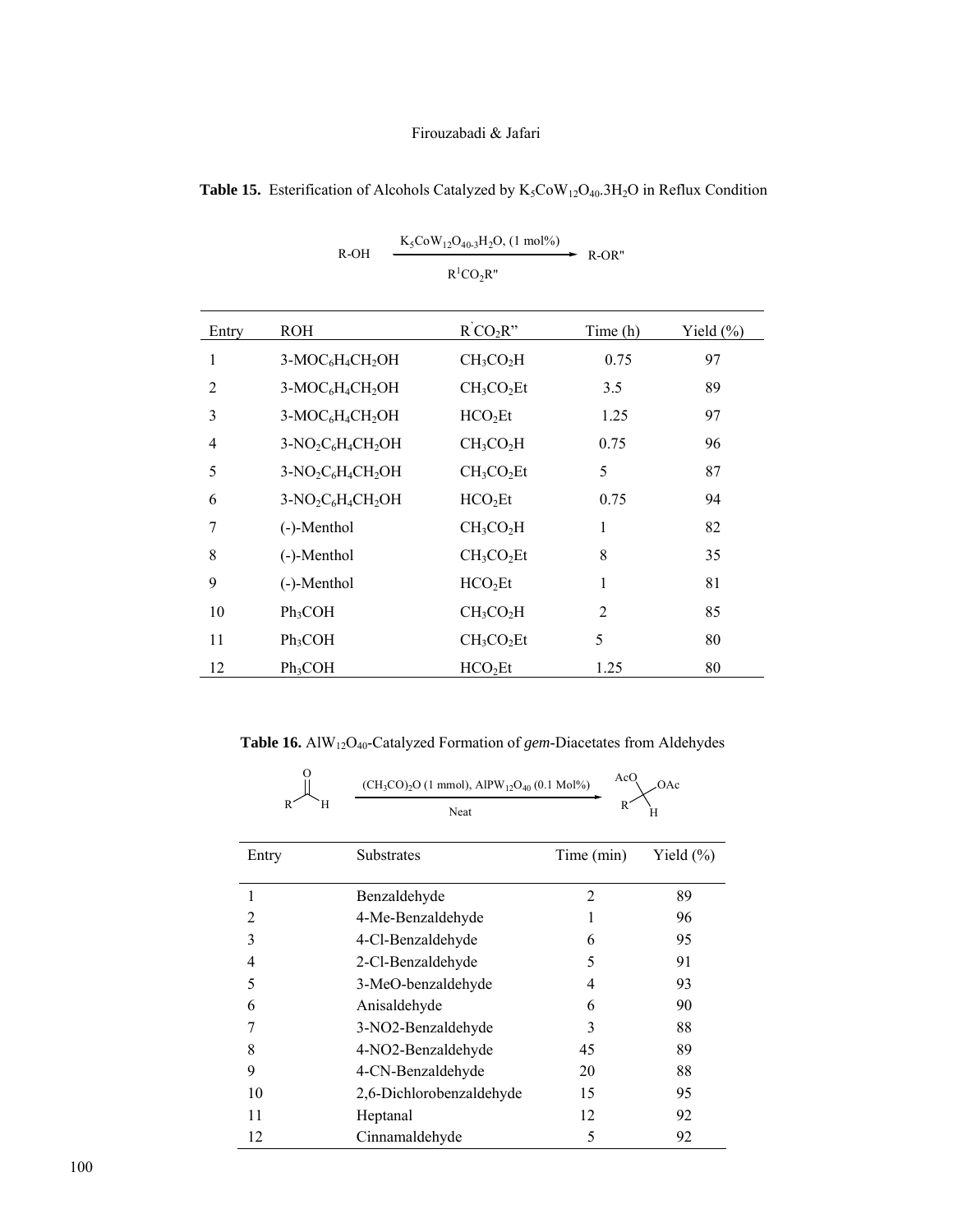**Table 15.** Esterification of Alcohols Catalyzed by $K_5CoW_{12}O_{40}.3H_2O$ in Reflux Condition

$$\text{R-OH} \xrightarrow[\text{R}^1\text{CO}_2\text{R}'']{K_5CoW_{12}O_{40\text{-}3}H_2O,\ (1\ \text{mol\%})} \text{R-OR}''$$

| Entry | ROH | $R^{'}CO_2R''$ | Time (h) | Yield (%) |
|---|---|---|---|---|
| 1 | $3\text{-MOC}_6H_4CH_2OH$ | $CH_3CO_2H$ | 0.75 | 97 |
| 2 | $3\text{-MOC}_6H_4CH_2OH$ | $CH_3CO_2Et$ | 3.5 | 89 |
| 3 | $3\text{-MOC}_6H_4CH_2OH$ | $HCO_2Et$ | 1.25 | 97 |
| 4 | $3\text{-NO}_2C_6H_4CH_2OH$ | $CH_3CO_2H$ | 0.75 | 96 |
| 5 | $3\text{-NO}_2C_6H_4CH_2OH$ | $CH_3CO_2Et$ | 5 | 87 |
| 6 | $3\text{-NO}_2C_6H_4CH_2OH$ | $HCO_2Et$ | 0.75 | 94 |
| 7 | (-)-Menthol | $CH_3CO_2H$ | 1 | 82 |
| 8 | (-)-Menthol | $CH_3CO_2Et$ | 8 | 35 |
| 9 | (-)-Menthol | $HCO_2Et$ | 1 | 81 |
| 10 | $Ph_3COH$ | $CH_3CO_2H$ | 2 | 85 |
| 11 | $Ph_3COH$ | $CH_3CO_2Et$ | 5 | 80 |
| 12 | $Ph_3COH$ | $HCO_2Et$ | 1.25 | 80 |

**Table 16.** $AlW_{12}O_{40}$-Catalyzed Formation of *gem*-Diacetates from Aldehydes

$$\text{RCHO} \xrightarrow[\text{Neat}]{(CH_3CO)_2O\ (1\ \text{mmol}),\ AlPW_{12}O_{40}\ (0.1\ \text{Mol\%})} \text{RCH(OAc)}_2$$

| Entry | Substrates | Time (min) | Yield (%) |
|---|---|---|---|
| 1 | Benzaldehyde | 2 | 89 |
| 2 | 4-Me-Benzaldehyde | 1 | 96 |
| 3 | 4-Cl-Benzaldehyde | 6 | 95 |
| 4 | 2-Cl-Benzaldehyde | 5 | 91 |
| 5 | 3-MeO-benzaldehyde | 4 | 93 |
| 6 | Anisaldehyde | 6 | 90 |
| 7 | 3-NO2-Benzaldehyde | 3 | 88 |
| 8 | 4-NO2-Benzaldehyde | 45 | 89 |
| 9 | 4-CN-Benzaldehyde | 20 | 88 |
| 10 | 2,6-Dichlorobenzaldehyde | 15 | 95 |
| 11 | Heptanal | 12 | 92 |
| 12 | Cinnamaldehyde | 5 | 92 |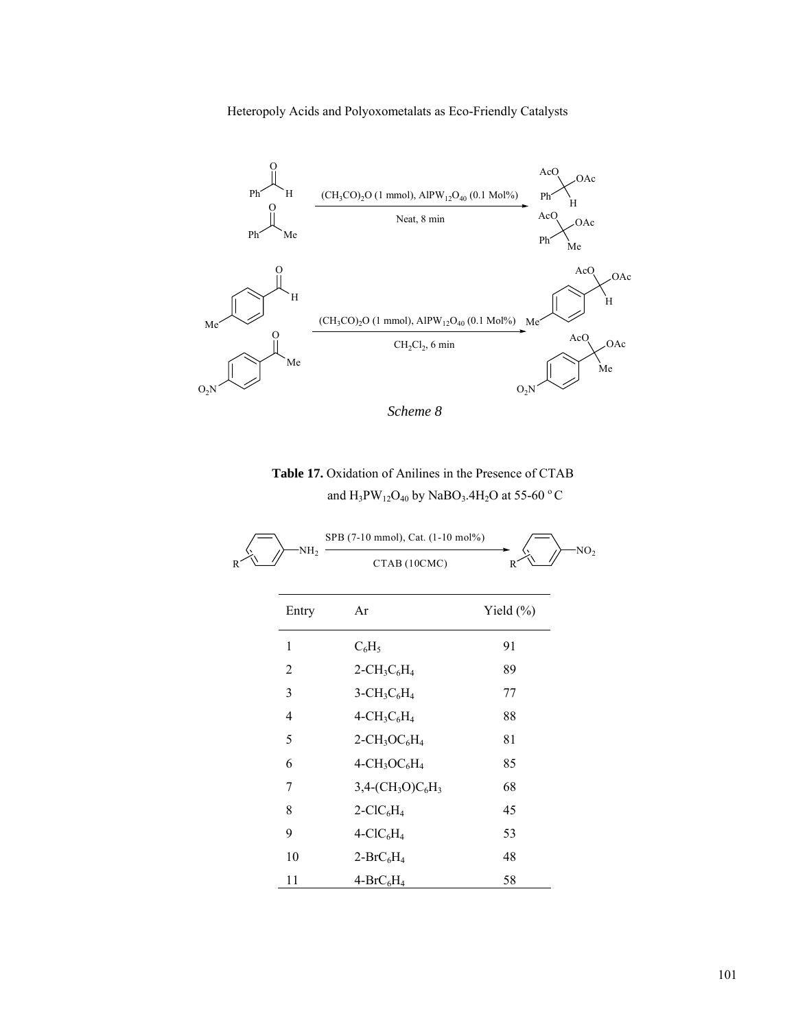*Scheme 8*

**Table 17.** Oxidation of Anilines in the Presence of CTAB and $H_3PW_{12}O_{40}$ by $NaBO_3.4H_2O$ at 55-60 °C

SPB (7-10 mmol), Cat. (1-10 mol%), CTAB (10CMC)

| Entry | Ar | Yield (%) |
|---|---|---|
| 1 | $C_6H_5$ | 91 |
| 2 | $2\text{-}CH_3C_6H_4$ | 89 |
| 3 | $3\text{-}CH_3C_6H_4$ | 77 |
| 4 | $4\text{-}CH_3C_6H_4$ | 88 |
| 5 | $2\text{-}CH_3OC_6H_4$ | 81 |
| 6 | $4\text{-}CH_3OC_6H_4$ | 85 |
| 7 | $3,4\text{-}(CH_3O)C_6H_3$ | 68 |
| 8 | $2\text{-}ClC_6H_4$ | 45 |
| 9 | $4\text{-}ClC_6H_4$ | 53 |
| 10 | $2\text{-}BrC_6H_4$ | 48 |
| 11 | $4\text{-}BrC_6H_4$ | 58 |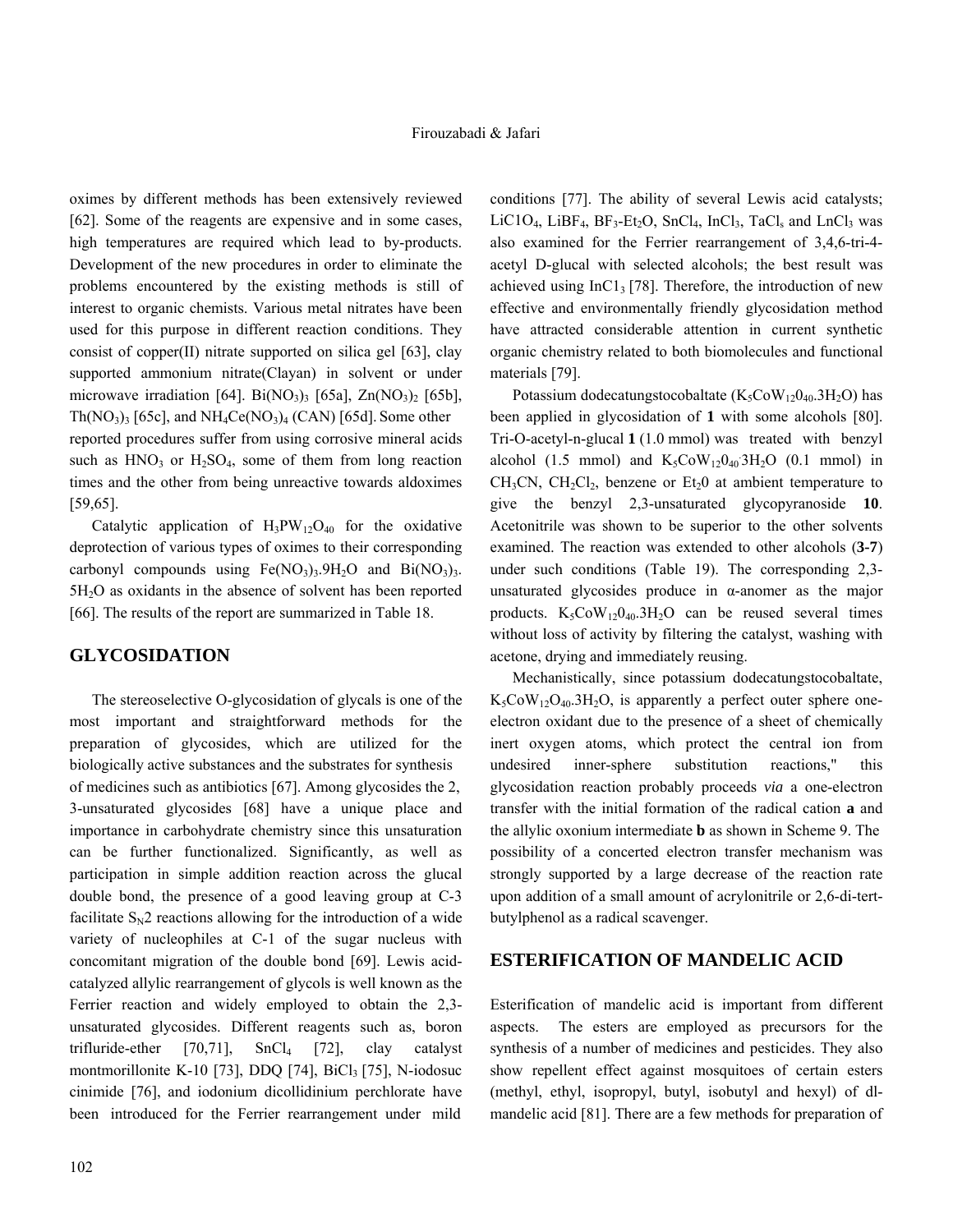oximes by different methods has been extensively reviewed [62]. Some of the reagents are expensive and in some cases, high temperatures are required which lead to by-products. Development of the new procedures in order to eliminate the problems encountered by the existing methods is still of interest to organic chemists. Various metal nitrates have been used for this purpose in different reaction conditions. They consist of copper(II) nitrate supported on silica gel [63], clay supported ammonium nitrate(Clayan) in solvent or under microwave irradiation [64]. $Bi(NO_3)_3$ [65a], $Zn(NO_3)_2$ [65b], $Th(NO_3)_3$ [65c], and $NH_4Ce(NO_3)_4$ (CAN) [65d]. Some other reported procedures suffer from using corrosive mineral acids such as $HNO_3$ or $H_2SO_4$, some of them from long reaction times and the other from being unreactive towards aldoximes [59,65].

Catalytic application of $H_3PW_{12}O_{40}$ for the oxidative deprotection of various types of oximes to their corresponding carbonyl compounds using $Fe(NO_3)_3.9H_2O$ and $Bi(NO_3)_3.5H_2O$ as oxidants in the absence of solvent has been reported [66]. The results of the report are summarized in Table 18.

## GLYCOSIDATION

The stereoselective O-glycosidation of glycals is one of the most important and straightforward methods for the preparation of glycosides, which are utilized for the biologically active substances and the substrates for synthesis of medicines such as antibiotics [67]. Among glycosides the 2, 3-unsaturated glycosides [68] have a unique place and importance in carbohydrate chemistry since this unsaturation can be further functionalized. Significantly, as well as participation in simple addition reaction across the glucal double bond, the presence of a good leaving group at C-3 facilitate $S_N2$ reactions allowing for the introduction of a wide variety of nucleophiles at C-1 of the sugar nucleus with concomitant migration of the double bond [69]. Lewis acid-catalyzed allylic rearrangement of glycols is well known as the Ferrier reaction and widely employed to obtain the 2,3-unsaturated glycosides. Different reagents such as, boron trifluride-ether [70,71], $SnCl_4$ [72], clay catalyst montmorillonite K-10 [73], DDQ [74], $BiCl_3$ [75], N-iodosuc cinimide [76], and iodonium dicollidinium perchlorate have been introduced for the Ferrier rearrangement under mild conditions [77]. The ability of several Lewis acid catalysts; $LiClO_4$, $LiBF_4$, $BF_3$-$Et_2O$, $SnCl_4$, $InCl_3$, $TaCl_s$ and $LnCl_3$ was also examined for the Ferrier rearrangement of 3,4,6-tri-4-acetyl D-glucal with selected alcohols; the best result was achieved using $InCl_3$ [78]. Therefore, the introduction of new effective and environmentally friendly glycosidation method have attracted considerable attention in current synthetic organic chemistry related to both biomolecules and functional materials [79].

Potassium dodecatungstocobaltate ($K_5CoW_{12}O_{40}.3H_2O$) has been applied in glycosidation of **1** with some alcohols [80]. Tri-O-acetyl-n-glucal **1** (1.0 mmol) was treated with benzyl alcohol (1.5 mmol) and $K_5CoW_{12}O_{40}.3H_2O$ (0.1 mmol) in $CH_3CN$, $CH_2Cl_2$, benzene or $Et_2O$ at ambient temperature to give the benzyl 2,3-unsaturated glycopyranoside **10**. Acetonitrile was shown to be superior to the other solvents examined. The reaction was extended to other alcohols (**3-7**) under such conditions (Table 19). The corresponding 2,3-unsaturated glycosides produce in α-anomer as the major products. $K_5CoW_{12}O_{40}.3H_2O$ can be reused several times without loss of activity by filtering the catalyst, washing with acetone, drying and immediately reusing.

Mechanistically, since potassium dodecatungstocobaltate, $K_5CoW_{12}O_{40}.3H_2O$, is apparently a perfect outer sphere one-electron oxidant due to the presence of a sheet of chemically inert oxygen atoms, which protect the central ion from undesired inner-sphere substitution reactions," this glycosidation reaction probably proceeds *via* a one-electron transfer with the initial formation of the radical cation **a** and the allylic oxonium intermediate **b** as shown in Scheme 9. The possibility of a concerted electron transfer mechanism was strongly supported by a large decrease of the reaction rate upon addition of a small amount of acrylonitrile or 2,6-di-tert-butylphenol as a radical scavenger.

## ESTERIFICATION OF MANDELIC ACID

Esterification of mandelic acid is important from different aspects. The esters are employed as precursors for the synthesis of a number of medicines and pesticides. They also show repellent effect against mosquitoes of certain esters (methyl, ethyl, isopropyl, butyl, isobutyl and hexyl) of dl-mandelic acid [81]. There are a few methods for preparation of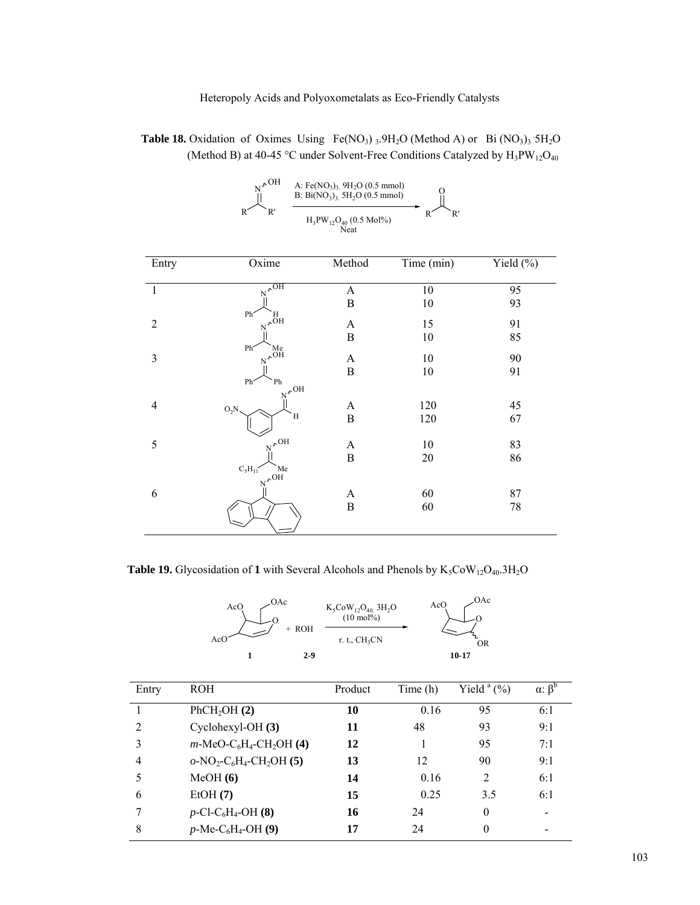**Table 18.** Oxidation of Oximes Using $Fe(NO_3)_3.9H_2O$ (Method A) or $Bi(NO_3)_3.5H_2O$ (Method B) at 40-45 °C under Solvent-Free Conditions Catalyzed by $H_3PW_{12}O_{40}$

A: $Fe(NO_3)_3.9H_2O$ (0.5 mmol)
B: $Bi(NO_3)_3.5H_2O$ (0.5 mmol)
$H_3PW_{12}O_{40}$ (0.5 Mol%)
Neat

| Entry | Oxime | Method | Time (min) | Yield (%) |
|---|---|---|---|---|
| 1 | Ph(H)C=N-OH | A | 10 | 95 |
| | | B | 10 | 93 |
| 2 | Ph(Me)C=N-OH | A | 15 | 91 |
| | | B | 10 | 85 |
| 3 | Ph(Ph)C=N-OH | A | 10 | 90 |
| | | B | 10 | 91 |
| 4 | $m$-$O_2N$-$C_6H_4$-CH=N-OH | A | 120 | 45 |
| | | B | 120 | 67 |
| 5 | $C_5H_{11}$(Me)C=N-OH | A | 10 | 83 |
| | | B | 20 | 86 |
| 6 | Fluorenone oxime | A | 60 | 87 |
| | | B | 60 | 78 |

**Table 19.** Glycosidation of **1** with Several Alcohols and Phenols by $K_5CoW_{12}O_{40}.3H_2O$

**1** + ROH (**2-9**) → **10-17** ($K_5CoW_{12}O_{40}.3H_2O$ (10 mol%), r. t., $CH_3CN$)

| Entry | ROH | Product | Time (h) | Yield [a] (%) | α: β[b] |
|---|---|---|---|---|---|
| 1 | $PhCH_2OH$ **(2)** | **10** | 0.16 | 95 | 6:1 |
| 2 | Cyclohexyl-OH **(3)** | **11** | 48 | 93 | 9:1 |
| 3 | $m$-MeO-$C_6H_4$-$CH_2OH$ **(4)** | **12** | 1 | 95 | 7:1 |
| 4 | $o$-$NO_2$-$C_6H_4$-$CH_2OH$ **(5)** | **13** | 12 | 90 | 9:1 |
| 5 | MeOH **(6)** | **14** | 0.16 | 2 | 6:1 |
| 6 | EtOH **(7)** | **15** | 0.25 | 3.5 | 6:1 |
| 7 | $p$-Cl-$C_6H_4$-OH **(8)** | **16** | 24 | 0 | - |
| 8 | $p$-Me-$C_6H_4$-OH **(9)** | **17** | 24 | 0 | - |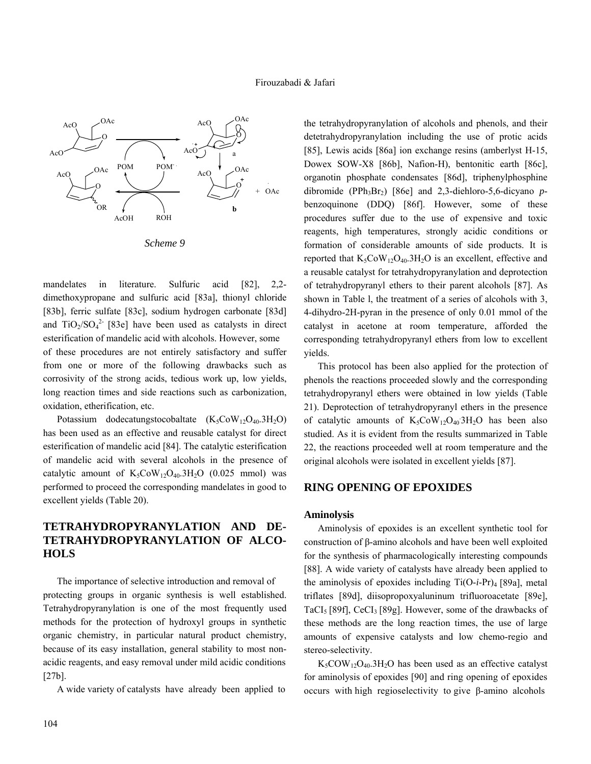Scheme 9

mandelates in literature. Sulfuric acid [82], 2,2-dimethoxypropane and sulfuric acid [83a], thionyl chloride [83b], ferric sulfate [83c], sodium hydrogen carbonate [83d] and $TiO_2/SO_4^{2-}$ [83e] have been used as catalysts in direct esterification of mandelic acid with alcohols. However, some of these procedures are not entirely satisfactory and suffer from one or more of the following drawbacks such as corrosivity of the strong acids, tedious work up, low yields, long reaction times and side reactions such as carbonization, oxidation, etherification, etc.

Potassium dodecatungstocobaltate ($K_5CoW_{12}O_{40}.3H_2O$) has been used as an effective and reusable catalyst for direct esterification of mandelic acid [84]. The catalytic esterification of mandelic acid with several alcohols in the presence of catalytic amount of $K_5CoW_{12}O_{40}.3H_2O$ (0.025 mmol) was performed to proceed the corresponding mandelates in good to excellent yields (Table 20).

## TETRAHYDROPYRANYLATION AND DE-TETRAHYDROPYRANYLATION OF ALCOHOLS

The importance of selective introduction and removal of protecting groups in organic synthesis is well established. Tetrahydropyranylation is one of the most frequently used methods for the protection of hydroxyl groups in synthetic organic chemistry, in particular natural product chemistry, because of its easy installation, general stability to most non-acidic reagents, and easy removal under mild acidic conditions [27b].

A wide variety of catalysts have already been applied to the tetrahydropyranylation of alcohols and phenols, and their detetrahydropyranylation including the use of protic acids [85], Lewis acids [86a] ion exchange resins (amberlyst H-15, Dowex SOW-X8 [86b], Nafion-H), bentonitic earth [86c], organotin phosphate condensates [86d], triphenylphosphine dibromide ($PPh_3Br_2$) [86e] and 2,3-diehloro-5,6-dicyano *p*-benzoquinone (DDQ) [86f]. However, some of these procedures suffer due to the use of expensive and toxic reagents, high temperatures, strongly acidic conditions or formation of considerable amounts of side products. It is reported that $K_5CoW_{12}O_{40}.3H_2O$ is an excellent, effective and a reusable catalyst for tetrahydropyranylation and deprotection of tetrahydropyranyl ethers to their parent alcohols [87]. As shown in Table l, the treatment of a series of alcohols with 3, 4-dihydro-2H-pyran in the presence of only 0.01 mmol of the catalyst in acetone at room temperature, afforded the corresponding tetrahydropyranyl ethers from low to excellent yields.

This protocol has been also applied for the protection of phenols the reactions proceeded slowly and the corresponding tetrahydropyranyl ethers were obtained in low yields (Table 21). Deprotection of tetrahydropyranyl ethers in the presence of catalytic amounts of $K_5CoW_{12}O_{40}.3H_2O$ has been also studied. As it is evident from the results summarized in Table 22, the reactions proceeded well at room temperature and the original alcohols were isolated in excellent yields [87].

## RING OPENING OF EPOXIDES

### Aminolysis

Aminolysis of epoxides is an excellent synthetic tool for construction of β-amino alcohols and have been well exploited for the synthesis of pharmacologically interesting compounds [88]. A wide variety of catalysts have already been applied to the aminolysis of epoxides including $Ti(O\text{-}i\text{-}Pr)_4$ [89a], metal triflates [89d], diisopropoxyaluninum trifluoroacetate [89e], $TaCl_5$ [89f], $CeCl_3$ [89g]. However, some of the drawbacks of these methods are the long reaction times, the use of large amounts of expensive catalysts and low chemo-regio and stereo-selectivity.

$K_5COW_{12}O_{40}.3H_2O$ has been used as an effective catalyst for aminolysis of epoxides [90] and ring opening of epoxides occurs with high regioselectivity to give β-amino alcohols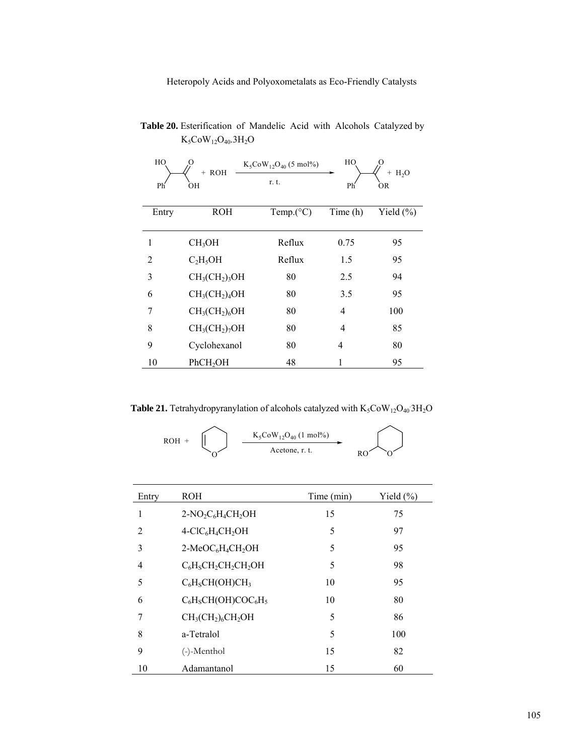**Table 20.** Esterification of Mandelic Acid with Alcohols Catalyzed by $K_5CoW_{12}O_{40}.3H_2O$

HO(Ph)CH–COOH + ROH → ($K_5CoW_{12}O_{40}$ (5 mol%), r. t.) → HO(Ph)CH–COOR + $H_2O$

| Entry | ROH | Temp.(°C) | Time (h) | Yield (%) |
|---|---|---|---|---|
| 1 | $CH_3OH$ | Reflux | 0.75 | 95 |
| 2 | $C_2H_5OH$ | Reflux | 1.5 | 95 |
| 3 | $CH_3(CH_2)_3OH$ | 80 | 2.5 | 94 |
| 6 | $CH_3(CH_2)_4OH$ | 80 | 3.5 | 95 |
| 7 | $CH_3(CH_2)_6OH$ | 80 | 4 | 100 |
| 8 | $CH_3(CH_2)_7OH$ | 80 | 4 | 85 |
| 9 | Cyclohexanol | 80 | 4 | 80 |
| 10 | $PhCH_2OH$ | 48 | 1 | 95 |

**Table 21.** Tetrahydropyranylation of alcohols catalyzed with $K_5CoW_{12}O_{40}{\cdot}3H_2O$

ROH + 3,4-dihydro-2H-pyran → ($K_5CoW_{12}O_{40}$ (1 mol%), Acetone, r. t.) → 2-(RO)-tetrahydropyran

| Entry | ROH | Time (min) | Yield (%) |
|---|---|---|---|
| 1 | $2\text{-}NO_2C_6H_4CH_2OH$ | 15 | 75 |
| 2 | $4\text{-}ClC_6H_4CH_2OH$ | 5 | 97 |
| 3 | $2\text{-}MeOC_6H_4CH_2OH$ | 5 | 95 |
| 4 | $C_6H_5CH_2CH_2CH_2OH$ | 5 | 98 |
| 5 | $C_6H_5CH(OH)CH_3$ | 10 | 95 |
| 6 | $C_6H_5CH(OH)COC_6H_5$ | 10 | 80 |
| 7 | $CH_3(CH_2)_6CH_2OH$ | 5 | 86 |
| 8 | a-Tetralol | 5 | 100 |
| 9 | (-)-Menthol | 15 | 82 |
| 10 | Adamantanol | 15 | 60 |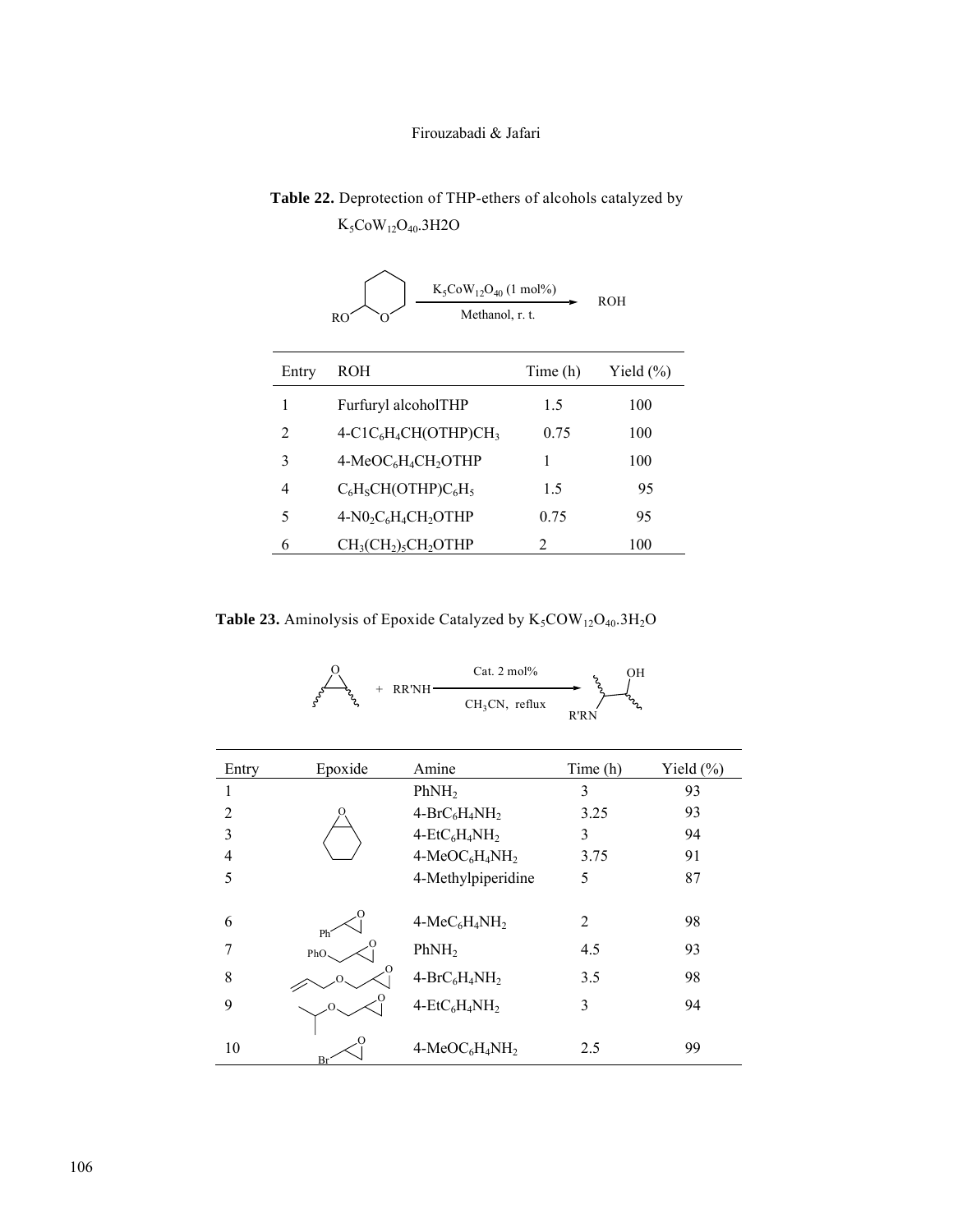**Table 22.** Deprotection of THP-ethers of alcohols catalyzed by $K_5CoW_{12}O_{40}.3H2O$

RO–THP $\xrightarrow[\text{Methanol, r. t.}]{K_5CoW_{12}O_{40}\ (1\ mol\%)}$ ROH

| Entry | ROH | Time (h) | Yield (%) |
|---|---|---|---|
| 1 | Furfuryl alcoholTHP | 1.5 | 100 |
| 2 | $4\text{-C1C}_6H_4CH(OTHP)CH_3$ | 0.75 | 100 |
| 3 | $4\text{-MeOC}_6H_4CH_2OTHP$ | 1 | 100 |
| 4 | $C_6H_5CH(OTHP)C_6H_5$ | 1.5 | 95 |
| 5 | $4\text{-N0}_2C_6H_4CH_2OTHP$ | 0.75 | 95 |
| 6 | $CH_3(CH_2)_5CH_2OTHP$ | 2 | 100 |

**Table 23.** Aminolysis of Epoxide Catalyzed by $K_5COW_{12}O_{40}.3H_2O$

Epoxide + RR'NH $\xrightarrow[\text{CH}_3\text{CN, reflux}]{\text{Cat. 2 mol\%}}$ β-amino alcohol (R'RN, OH)

| Entry | Epoxide | Amine | Time (h) | Yield (%) |
|---|---|---|---|---|
| 1 | Cyclohexene oxide | $PhNH_2$ | 3 | 93 |
| 2 | | $4\text{-BrC}_6H_4NH_2$ | 3.25 | 93 |
| 3 | | $4\text{-EtC}_6H_4NH_2$ | 3 | 94 |
| 4 | | $4\text{-MeOC}_6H_4NH_2$ | 3.75 | 91 |
| 5 | | 4-Methylpiperidine | 5 | 87 |
| 6 | Styrene oxide (Ph) | $4\text{-MeC}_6H_4NH_2$ | 2 | 98 |
| 7 | Phenyl glycidyl ether (PhO) | $PhNH_2$ | 4.5 | 93 |
| 8 | Allyl glycidyl ether | $4\text{-BrC}_6H_4NH_2$ | 3.5 | 98 |
| 9 | Isopropyl glycidyl ether | $4\text{-EtC}_6H_4NH_2$ | 3 | 94 |
| 10 | Epibromohydrin (Br) | $4\text{-MeOC}_6H_4NH_2$ | 2.5 | 99 |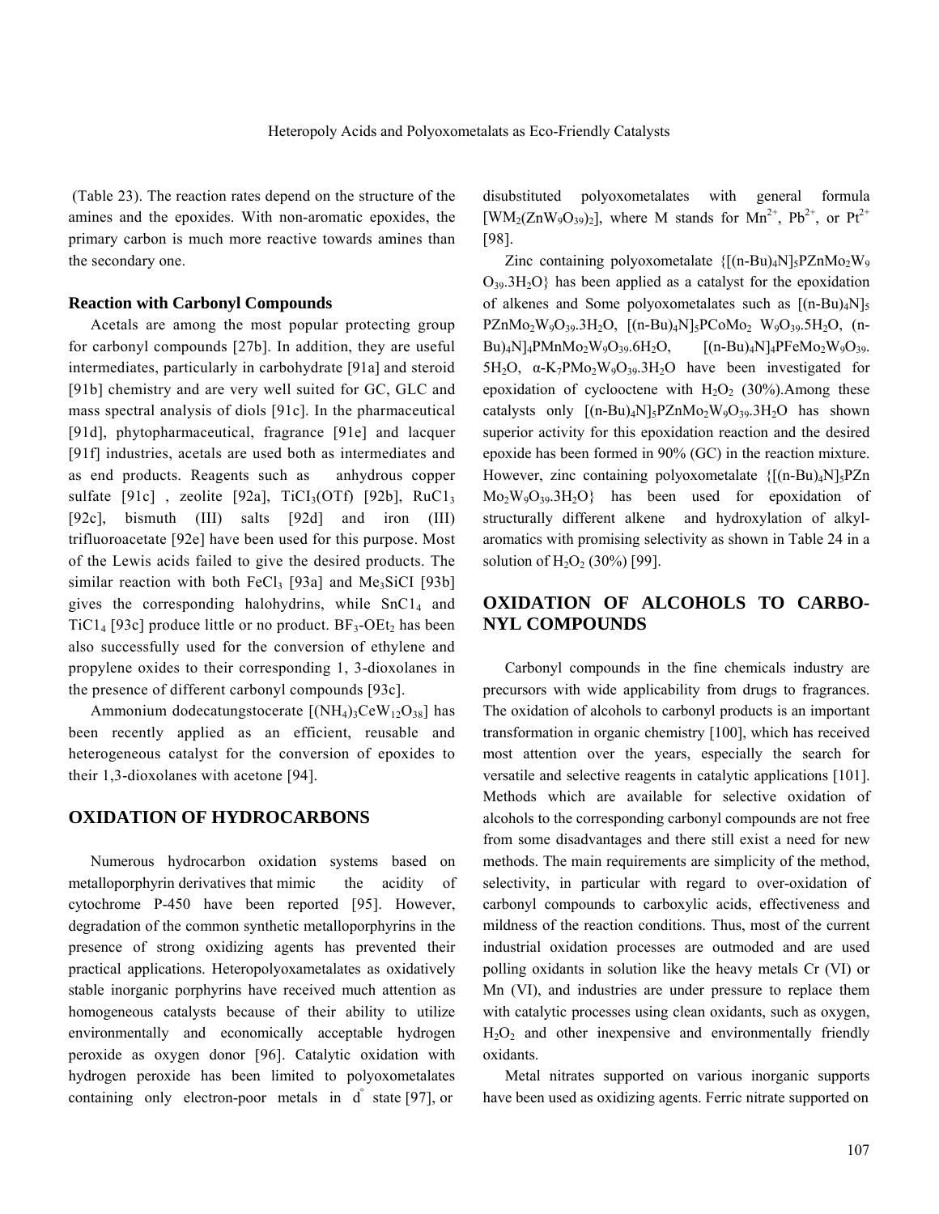(Table 23). The reaction rates depend on the structure of the amines and the epoxides. With non-aromatic epoxides, the primary carbon is much more reactive towards amines than the secondary one.

### Reaction with Carbonyl Compounds

Acetals are among the most popular protecting group for carbonyl compounds [27b]. In addition, they are useful intermediates, particularly in carbohydrate [91a] and steroid [91b] chemistry and are very well suited for GC, GLC and mass spectral analysis of diols [91c]. In the pharmaceutical [91d], phytopharmaceutical, fragrance [91e] and lacquer [91f] industries, acetals are used both as intermediates and as end products. Reagents such as anhydrous copper sulfate [91c] , zeolite [92a], $TiCl_3(OTf)$ [92b], $RuCl_3$ [92c], bismuth (III) salts [92d] and iron (III) trifluoroacetate [92e] have been used for this purpose. Most of the Lewis acids failed to give the desired products. The similar reaction with both $FeCl_3$ [93a] and $Me_3SiCl$ [93b] gives the corresponding halohydrins, while $SnCl_4$ and $TiCl_4$ [93c] produce little or no product. $BF_3$-$OEt_2$ has been also successfully used for the conversion of ethylene and propylene oxides to their corresponding 1, 3-dioxolanes in the presence of different carbonyl compounds [93c].

Ammonium dodecatungstocerate $[(NH_4)_3CeW_{12}O_{38}]$ has been recently applied as an efficient, reusable and heterogeneous catalyst for the conversion of epoxides to their 1,3-dioxolanes with acetone [94].

## OXIDATION OF HYDROCARBONS

Numerous hydrocarbon oxidation systems based on metalloporphyrin derivatives that mimic the acidity of cytochrome P-450 have been reported [95]. However, degradation of the common synthetic metalloporphyrins in the presence of strong oxidizing agents has prevented their practical applications. Heteropolyoxametalates as oxidatively stable inorganic porphyrins have received much attention as homogeneous catalysts because of their ability to utilize environmentally and economically acceptable hydrogen peroxide as oxygen donor [96]. Catalytic oxidation with hydrogen peroxide has been limited to polyoxometalates containing only electron-poor metals in $d^0$ state [97], or disubstituted polyoxometalates with general formula $[WM_2(ZnW_9O_{39})_2]$, where M stands for $Mn^{2+}$, $Pb^{2+}$, or $Pt^{2+}$ [98].

Zinc containing polyoxometalate $\{[(n\text{-}Bu)_4N]_5PZnMo_2W_9O_{39}.3H_2O\}$ has been applied as a catalyst for the epoxidation of alkenes and Some polyoxometalates such as $[(n\text{-}Bu)_4N]_5PZnMo_2W_9O_{39}.3H_2O$, $[(n\text{-}Bu)_4N]_5PCoMo_2W_9O_{39}.5H_2O$, $(n\text{-}Bu)_4N]_4PMnMo_2W_9O_{39}.6H_2O$, $[(n\text{-}Bu)_4N]_4PFeMo_2W_9O_{39}.5H_2O$, $\alpha$-$K_7PMo_2W_9O_{39}.3H_2O$ have been investigated for epoxidation of cyclooctene with $H_2O_2$ (30%).Among these catalysts only $[(n\text{-}Bu)_4N]_5PZnMo_2W_9O_{39}.3H_2O$ has shown superior activity for this epoxidation reaction and the desired epoxide has been formed in 90% (GC) in the reaction mixture. However, zinc containing polyoxometalate $\{[(n\text{-}Bu)_4N]_5PZnMo_2W_9O_{39}.3H_2O\}$ has been used for epoxidation of structurally different alkene and hydroxylation of alkyl-aromatics with promising selectivity as shown in Table 24 in a solution of $H_2O_2$ (30%) [99].

## OXIDATION OF ALCOHOLS TO CARBONYL COMPOUNDS

Carbonyl compounds in the fine chemicals industry are precursors with wide applicability from drugs to fragrances. The oxidation of alcohols to carbonyl products is an important transformation in organic chemistry [100], which has received most attention over the years, especially the search for versatile and selective reagents in catalytic applications [101]. Methods which are available for selective oxidation of alcohols to the corresponding carbonyl compounds are not free from some disadvantages and there still exist a need for new methods. The main requirements are simplicity of the method, selectivity, in particular with regard to over-oxidation of carbonyl compounds to carboxylic acids, effectiveness and mildness of the reaction conditions. Thus, most of the current industrial oxidation processes are outmoded and are used polling oxidants in solution like the heavy metals Cr (VI) or Mn (VI), and industries are under pressure to replace them with catalytic processes using clean oxidants, such as oxygen, $H_2O_2$ and other inexpensive and environmentally friendly oxidants.

Metal nitrates supported on various inorganic supports have been used as oxidizing agents. Ferric nitrate supported on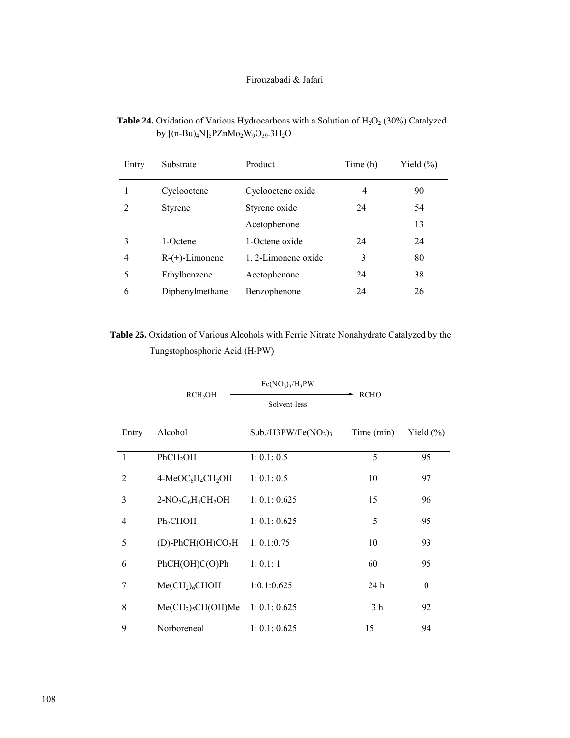**Table 24.** Oxidation of Various Hydrocarbons with a Solution of $H_2O_2$ (30%) Catalyzed by $[(n\text{-}Bu)_4N]_5PZnMo_2W_9O_{39}.3H_2O$

| Entry | Substrate | Product | Time (h) | Yield (%) |
|---|---|---|---|---|
| 1 | Cyclooctene | Cyclooctene oxide | 4 | 90 |
| 2 | Styrene | Styrene oxide | 24 | 54 |
| | | Acetophenone | | 13 |
| 3 | 1-Octene | 1-Octene oxide | 24 | 24 |
| 4 | R-(+)-Limonene | 1, 2-Limonene oxide | 3 | 80 |
| 5 | Ethylbenzene | Acetophenone | 24 | 38 |
| 6 | Diphenylmethane | Benzophenone | 24 | 26 |

**Table 25.** Oxidation of Various Alcohols with Ferric Nitrate Nonahydrate Catalyzed by the Tungstophosphoric Acid ($H_3PW$)

$$RCH_2OH \xrightarrow[\text{Solvent-less}]{Fe(NO_3)_3/H_3PW} RCHO$$

| Entry | Alcohol | Sub./H3PW/Fe$(NO_3)_3$ | Time (min) | Yield (%) |
|---|---|---|---|---|
| 1 | $PhCH_2OH$ | 1: 0.1: 0.5 | 5 | 95 |
| 2 | 4-$MeOC_6H_4CH_2OH$ | 1: 0.1: 0.5 | 10 | 97 |
| 3 | 2-$NO_2C_6H_4CH_2OH$ | 1: 0.1: 0.625 | 15 | 96 |
| 4 | $Ph_2CHOH$ | 1: 0.1: 0.625 | 5 | 95 |
| 5 | (D)-$PhCH(OH)CO_2H$ | 1: 0.1:0.75 | 10 | 93 |
| 6 | PhCH(OH)C(O)Ph | 1: 0.1: 1 | 60 | 95 |
| 7 | $Me(CH_2)_6CHOH$ | 1:0.1:0.625 | 24 h | 0 |
| 8 | $Me(CH_2)_5CH(OH)Me$ | 1: 0.1: 0.625 | 3 h | 92 |
| 9 | Norboreneol | 1: 0.1: 0.625 | 15 | 94 |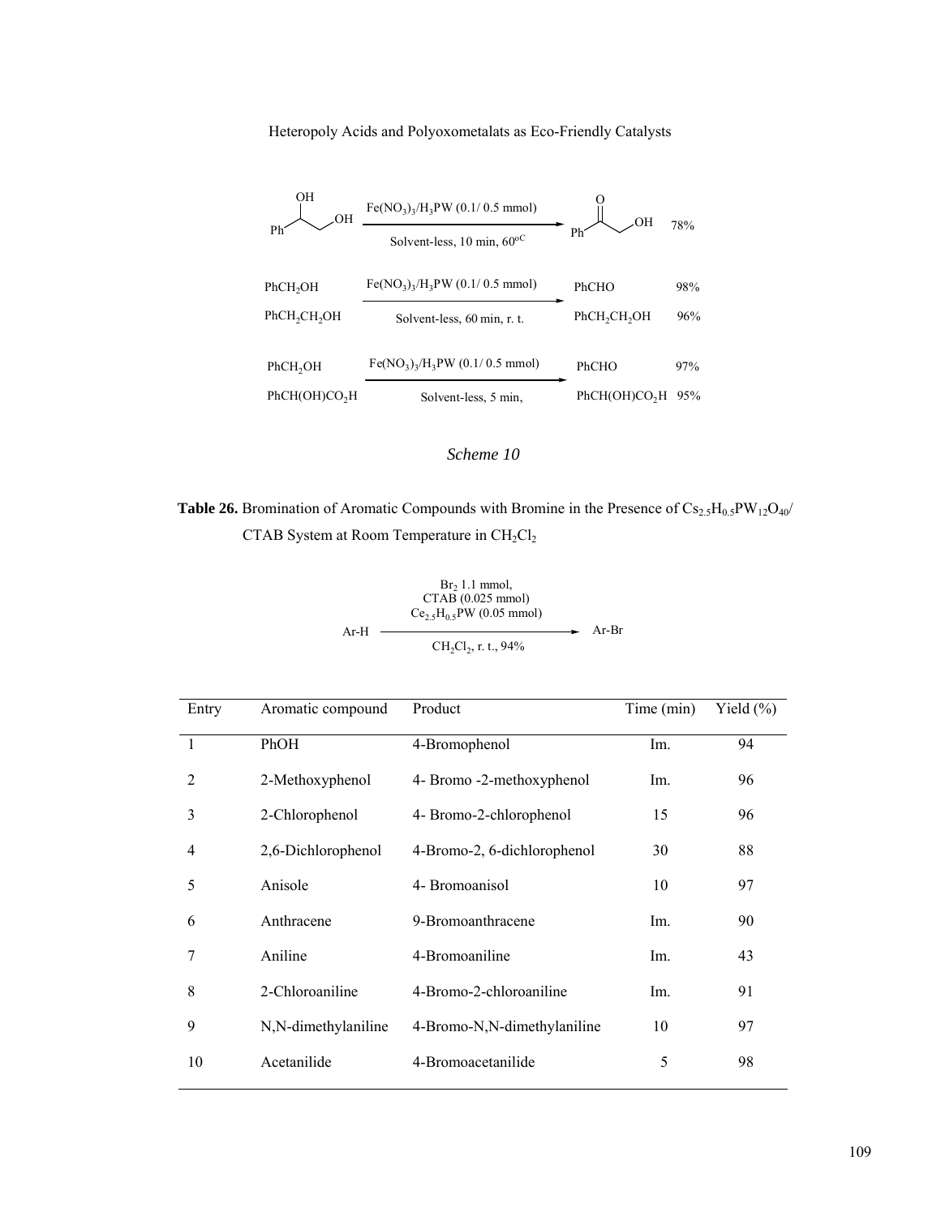$$\mathrm{PhCH(OH)CH_2OH} \xrightarrow[\text{Solvent-less, 10 min, } 60^{oC}]{Fe(NO_3)_3/H_3PW\ (0.1/\ 0.5\ mmol)} \mathrm{PhCOCH_2OH}\quad 78\%$$

$$\begin{array}{l} PhCH_2OH \\ PhCH_2CH_2OH \end{array} \xrightarrow[\text{Solvent-less, 60 min, r. t.}]{Fe(NO_3)_3/H_3PW\ (0.1/\ 0.5\ mmol)} \begin{array}{ll} PhCHO & 98\% \\ PhCH_2CH_2OH & 96\% \end{array}$$

$$\begin{array}{l} PhCH_2OH \\ PhCH(OH)CO_2H \end{array} \xrightarrow[\text{Solvent-less, 5 min,}]{Fe(NO_3)_3/H_3PW\ (0.1/\ 0.5\ mmol)} \begin{array}{ll} PhCHO & 97\% \\ PhCH(OH)CO_2H & 95\% \end{array}$$

*Scheme 10*

**Table 26.** Bromination of Aromatic Compounds with Bromine in the Presence of $Cs_{2.5}H_{0.5}PW_{12}O_{40}$/ CTAB System at Room Temperature in $CH_2Cl_2$

$$\text{Ar-H} \xrightarrow[CH_2Cl_2,\ \text{r. t., } 94\%]{Br_2\ 1.1\ mmol,\ CTAB\ (0.025\ mmol),\ Ce_{2.5}H_{0.5}PW\ (0.05\ mmol)} \text{Ar-Br}$$

| Entry | Aromatic compound | Product | Time (min) | Yield (%) |
|---|---|---|---|---|
| 1 | PhOH | 4-Bromophenol | Im. | 94 |
| 2 | 2-Methoxyphenol | 4- Bromo -2-methoxyphenol | Im. | 96 |
| 3 | 2-Chlorophenol | 4- Bromo-2-chlorophenol | 15 | 96 |
| 4 | 2,6-Dichlorophenol | 4-Bromo-2, 6-dichlorophenol | 30 | 88 |
| 5 | Anisole | 4- Bromoanisol | 10 | 97 |
| 6 | Anthracene | 9-Bromoanthracene | Im. | 90 |
| 7 | Aniline | 4-Bromoaniline | Im. | 43 |
| 8 | 2-Chloroaniline | 4-Bromo-2-chloroaniline | Im. | 91 |
| 9 | N,N-dimethylaniline | 4-Bromo-N,N-dimethylaniline | 10 | 97 |
| 10 | Acetanilide | 4-Bromoacetanilide | 5 | 98 |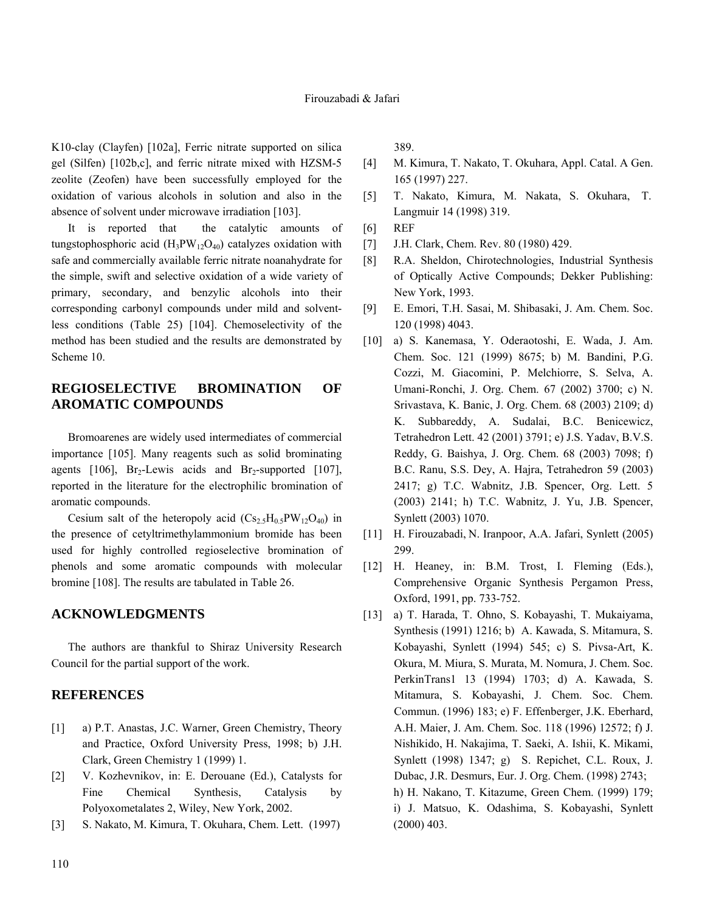K10-clay (Clayfen) [102a], Ferric nitrate supported on silica gel (Silfen) [102b,c], and ferric nitrate mixed with HZSM-5 zeolite (Zeofen) have been successfully employed for the oxidation of various alcohols in solution and also in the absence of solvent under microwave irradiation [103].

It is reported that the catalytic amounts of tungstophosphoric acid ($H_3PW_{12}O_{40}$) catalyzes oxidation with safe and commercially available ferric nitrate noanahydrate for the simple, swift and selective oxidation of a wide variety of primary, secondary, and benzylic alcohols into their corresponding carbonyl compounds under mild and solventless conditions (Table 25) [104]. Chemoselectivity of the method has been studied and the results are demonstrated by Scheme 10.

## REGIOSELECTIVE BROMINATION OF AROMATIC COMPOUNDS

Bromoarenes are widely used intermediates of commercial importance [105]. Many reagents such as solid brominating agents [106], $Br_2$-Lewis acids and $Br_2$-supported [107], reported in the literature for the electrophilic bromination of aromatic compounds.

Cesium salt of the heteropoly acid ($Cs_{2.5}H_{0.5}PW_{12}O_{40}$) in the presence of cetyltrimethylammonium bromide has been used for highly controlled regioselective bromination of phenols and some aromatic compounds with molecular bromine [108]. The results are tabulated in Table 26.

## ACKNOWLEDGMENTS

The authors are thankful to Shiraz University Research Council for the partial support of the work.

## REFERENCES

[1] a) P.T. Anastas, J.C. Warner, Green Chemistry, Theory and Practice, Oxford University Press, 1998; b) J.H. Clark, Green Chemistry 1 (1999) 1.

[2] V. Kozhevnikov, in: E. Derouane (Ed.), Catalysts for Fine Chemical Synthesis, Catalysis by Polyoxometalates 2, Wiley, New York, 2002.

[3] S. Nakato, M. Kimura, T. Okuhara, Chem. Lett. (1997) 389.

[4] M. Kimura, T. Nakato, T. Okuhara, Appl. Catal. A Gen. 165 (1997) 227.

[5] T. Nakato, Kimura, M. Nakata, S. Okuhara, T. Langmuir 14 (1998) 319.

[6] REF

[7] J.H. Clark, Chem. Rev. 80 (1980) 429.

[8] R.A. Sheldon, Chirotechnologies, Industrial Synthesis of Optically Active Compounds; Dekker Publishing: New York, 1993.

[9] E. Emori, T.H. Sasai, M. Shibasaki, J. Am. Chem. Soc. 120 (1998) 4043.

[10] a) S. Kanemasa, Y. Oderaotoshi, E. Wada, J. Am. Chem. Soc. 121 (1999) 8675; b) M. Bandini, P.G. Cozzi, M. Giacomini, P. Melchiorre, S. Selva, A. Umani-Ronchi, J. Org. Chem. 67 (2002) 3700; c) N. Srivastava, K. Banic, J. Org. Chem. 68 (2003) 2109; d) K. Subbareddy, A. Sudalai, B.C. Benicewicz, Tetrahedron Lett. 42 (2001) 3791; e) J.S. Yadav, B.V.S. Reddy, G. Baishya, J. Org. Chem. 68 (2003) 7098; f) B.C. Ranu, S.S. Dey, A. Hajra, Tetrahedron 59 (2003) 2417; g) T.C. Wabnitz, J.B. Spencer, Org. Lett. 5 (2003) 2141; h) T.C. Wabnitz, J. Yu, J.B. Spencer, Synlett (2003) 1070.

[11] H. Firouzabadi, N. Iranpoor, A.A. Jafari, Synlett (2005) 299.

[12] H. Heaney, in: B.M. Trost, I. Fleming (Eds.), Comprehensive Organic Synthesis Pergamon Press, Oxford, 1991, pp. 733-752.

[13] a) T. Harada, T. Ohno, S. Kobayashi, T. Mukaiyama, Synthesis (1991) 1216; b) A. Kawada, S. Mitamura, S. Kobayashi, Synlett (1994) 545; c) S. Pivsa-Art, K. Okura, M. Miura, S. Murata, M. Nomura, J. Chem. Soc. PerkinTrans1 13 (1994) 1703; d) A. Kawada, S. Mitamura, S. Kobayashi, J. Chem. Soc. Chem. Commun. (1996) 183; e) F. Effenberger, J.K. Eberhard, A.H. Maier, J. Am. Chem. Soc. 118 (1996) 12572; f) J. Nishikido, H. Nakajima, T. Saeki, A. Ishii, K. Mikami, Synlett (1998) 1347; g) S. Repichet, C.L. Roux, J. Dubac, J.R. Desmurs, Eur. J. Org. Chem. (1998) 2743; h) H. Nakano, T. Kitazume, Green Chem. (1999) 179; i) J. Matsuo, K. Odashima, S. Kobayashi, Synlett (2000) 403.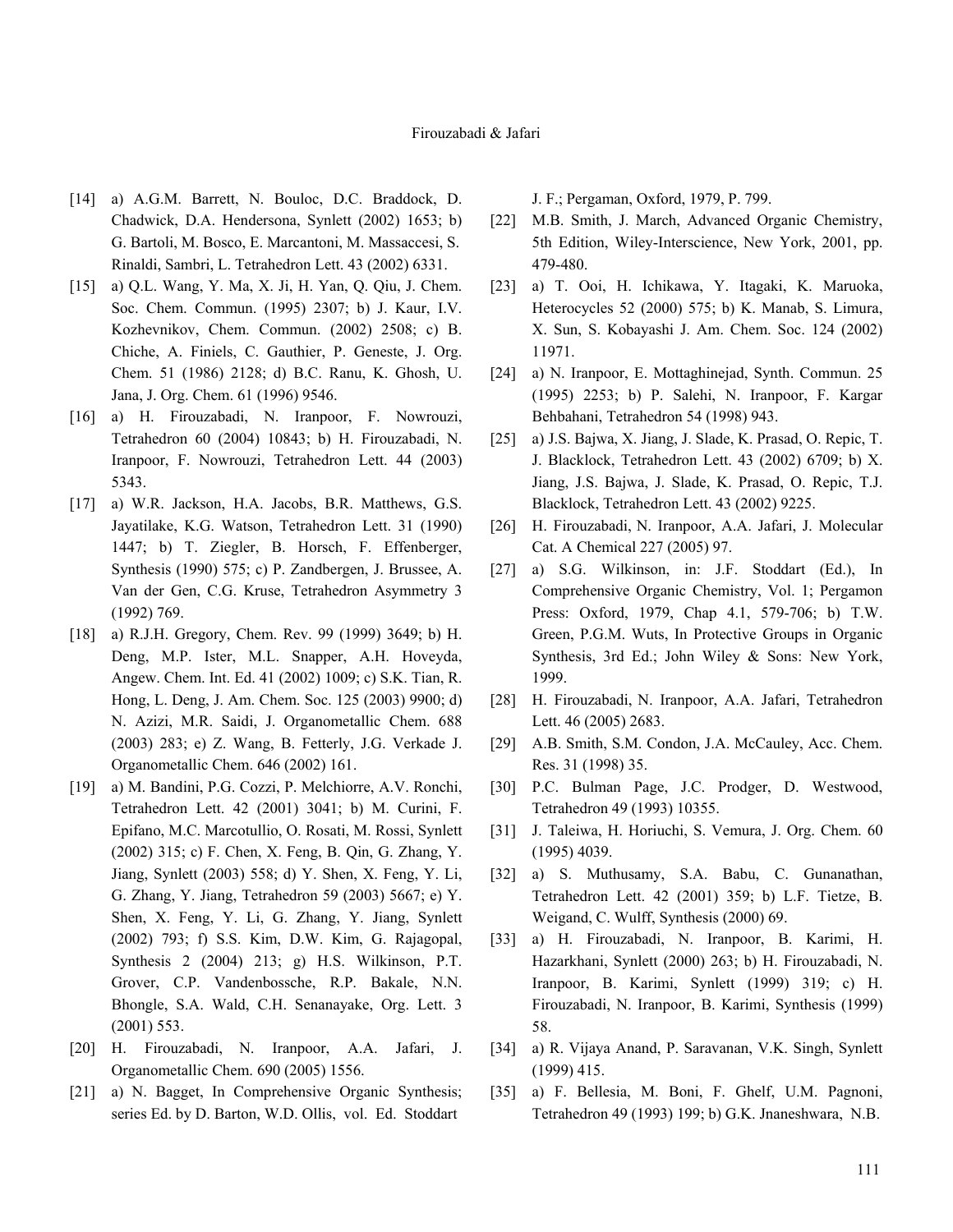[14] a) A.G.M. Barrett, N. Bouloc, D.C. Braddock, D. Chadwick, D.A. Hendersona, Synlett (2002) 1653; b) G. Bartoli, M. Bosco, E. Marcantoni, M. Massaccesi, S. Rinaldi, Sambri, L. Tetrahedron Lett. 43 (2002) 6331.

[15] a) Q.L. Wang, Y. Ma, X. Ji, H. Yan, Q. Qiu, J. Chem. Soc. Chem. Commun. (1995) 2307; b) J. Kaur, I.V. Kozhevnikov, Chem. Commun. (2002) 2508; c) B. Chiche, A. Finiels, C. Gauthier, P. Geneste, J. Org. Chem. 51 (1986) 2128; d) B.C. Ranu, K. Ghosh, U. Jana, J. Org. Chem. 61 (1996) 9546.

[16] a) H. Firouzabadi, N. Iranpoor, F. Nowrouzi, Tetrahedron 60 (2004) 10843; b) H. Firouzabadi, N. Iranpoor, F. Nowrouzi, Tetrahedron Lett. 44 (2003) 5343.

[17] a) W.R. Jackson, H.A. Jacobs, B.R. Matthews, G.S. Jayatilake, K.G. Watson, Tetrahedron Lett. 31 (1990) 1447; b) T. Ziegler, B. Horsch, F. Effenberger, Synthesis (1990) 575; c) P. Zandbergen, J. Brussee, A. Van der Gen, C.G. Kruse, Tetrahedron Asymmetry 3 (1992) 769.

[18] a) R.J.H. Gregory, Chem. Rev. 99 (1999) 3649; b) H. Deng, M.P. Ister, M.L. Snapper, A.H. Hoveyda, Angew. Chem. Int. Ed. 41 (2002) 1009; c) S.K. Tian, R. Hong, L. Deng, J. Am. Chem. Soc. 125 (2003) 9900; d) N. Azizi, M.R. Saidi, J. Organometallic Chem. 688 (2003) 283; e) Z. Wang, B. Fetterly, J.G. Verkade J. Organometallic Chem. 646 (2002) 161.

[19] a) M. Bandini, P.G. Cozzi, P. Melchiorre, A.V. Ronchi, Tetrahedron Lett. 42 (2001) 3041; b) M. Curini, F. Epifano, M.C. Marcotullio, O. Rosati, M. Rossi, Synlett (2002) 315; c) F. Chen, X. Feng, B. Qin, G. Zhang, Y. Jiang, Synlett (2003) 558; d) Y. Shen, X. Feng, Y. Li, G. Zhang, Y. Jiang, Tetrahedron 59 (2003) 5667; e) Y. Shen, X. Feng, Y. Li, G. Zhang, Y. Jiang, Synlett (2002) 793; f) S.S. Kim, D.W. Kim, G. Rajagopal, Synthesis 2 (2004) 213; g) H.S. Wilkinson, P.T. Grover, C.P. Vandenbossche, R.P. Bakale, N.N. Bhongle, S.A. Wald, C.H. Senanayake, Org. Lett. 3 (2001) 553.

[20] H. Firouzabadi, N. Iranpoor, A.A. Jafari, J. Organometallic Chem. 690 (2005) 1556.

[21] a) N. Bagget, In Comprehensive Organic Synthesis; series Ed. by D. Barton, W.D. Ollis, vol. Ed. Stoddart J. F.; Pergaman, Oxford, 1979, P. 799.

[22] M.B. Smith, J. March, Advanced Organic Chemistry, 5th Edition, Wiley-Interscience, New York, 2001, pp. 479-480.

[23] a) T. Ooi, H. Ichikawa, Y. Itagaki, K. Maruoka, Heterocycles 52 (2000) 575; b) K. Manab, S. Limura, X. Sun, S. Kobayashi J. Am. Chem. Soc. 124 (2002) 11971.

[24] a) N. Iranpoor, E. Mottaghinejad, Synth. Commun. 25 (1995) 2253; b) P. Salehi, N. Iranpoor, F. Kargar Behbahani, Tetrahedron 54 (1998) 943.

[25] a) J.S. Bajwa, X. Jiang, J. Slade, K. Prasad, O. Repic, T. J. Blacklock, Tetrahedron Lett. 43 (2002) 6709; b) X. Jiang, J.S. Bajwa, J. Slade, K. Prasad, O. Repic, T.J. Blacklock, Tetrahedron Lett. 43 (2002) 9225.

[26] H. Firouzabadi, N. Iranpoor, A.A. Jafari, J. Molecular Cat. A Chemical 227 (2005) 97.

[27] a) S.G. Wilkinson, in: J.F. Stoddart (Ed.), In Comprehensive Organic Chemistry, Vol. 1; Pergamon Press: Oxford, 1979, Chap 4.1, 579-706; b) T.W. Green, P.G.M. Wuts, In Protective Groups in Organic Synthesis, 3rd Ed.; John Wiley & Sons: New York, 1999.

[28] H. Firouzabadi, N. Iranpoor, A.A. Jafari, Tetrahedron Lett. 46 (2005) 2683.

[29] A.B. Smith, S.M. Condon, J.A. McCauley, Acc. Chem. Res. 31 (1998) 35.

[30] P.C. Bulman Page, J.C. Prodger, D. Westwood, Tetrahedron 49 (1993) 10355.

[31] J. Taleiwa, H. Horiuchi, S. Vemura, J. Org. Chem. 60 (1995) 4039.

[32] a) S. Muthusamy, S.A. Babu, C. Gunanathan, Tetrahedron Lett. 42 (2001) 359; b) L.F. Tietze, B. Weigand, C. Wulff, Synthesis (2000) 69.

[33] a) H. Firouzabadi, N. Iranpoor, B. Karimi, H. Hazarkhani, Synlett (2000) 263; b) H. Firouzabadi, N. Iranpoor, B. Karimi, Synlett (1999) 319; c) H. Firouzabadi, N. Iranpoor, B. Karimi, Synthesis (1999) 58.

[34] a) R. Vijaya Anand, P. Saravanan, V.K. Singh, Synlett (1999) 415.

[35] a) F. Bellesia, M. Boni, F. Ghelf, U.M. Pagnoni, Tetrahedron 49 (1993) 199; b) G.K. Jnaneshwara, N.B.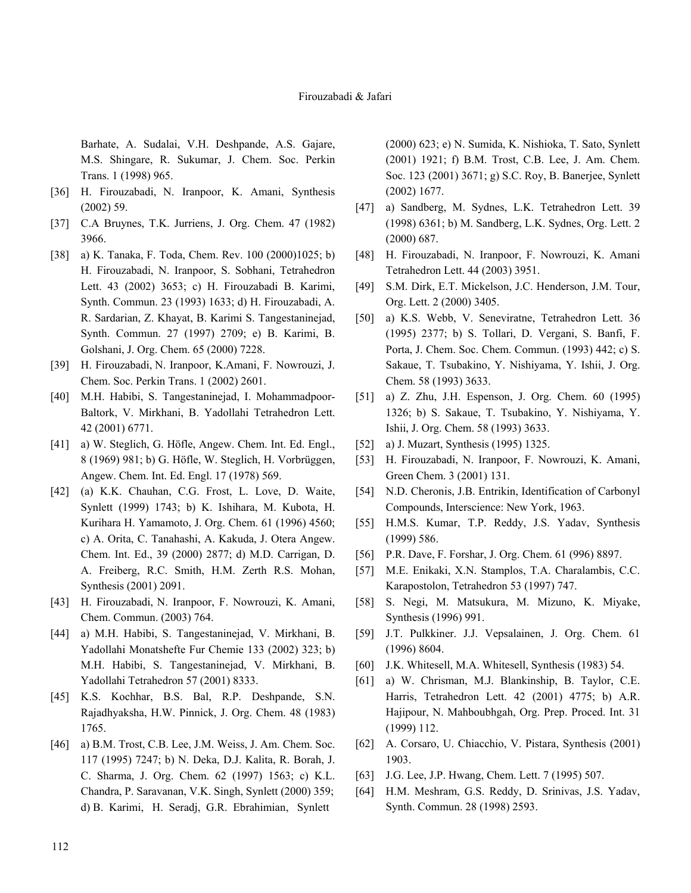Barhate, A. Sudalai, V.H. Deshpande, A.S. Gajare, M.S. Shingare, R. Sukumar, J. Chem. Soc. Perkin Trans. 1 (1998) 965.

[36] H. Firouzabadi, N. Iranpoor, K. Amani, Synthesis (2002) 59.

[37] C.A Bruynes, T.K. Jurriens, J. Org. Chem. 47 (1982) 3966.

[38] a) K. Tanaka, F. Toda, Chem. Rev. 100 (2000)1025; b) H. Firouzabadi, N. Iranpoor, S. Sobhani, Tetrahedron Lett. 43 (2002) 3653; c) H. Firouzabadi B. Karimi, Synth. Commun. 23 (1993) 1633; d) H. Firouzabadi, A. R. Sardarian, Z. Khayat, B. Karimi S. Tangestaninejad, Synth. Commun. 27 (1997) 2709; e) B. Karimi, B. Golshani, J. Org. Chem. 65 (2000) 7228.

[39] H. Firouzabadi, N. Iranpoor, K.Amani, F. Nowrouzi, J. Chem. Soc. Perkin Trans. 1 (2002) 2601.

[40] M.H. Habibi, S. Tangestaninejad, I. Mohammadpoor-Baltork, V. Mirkhani, B. Yadollahi Tetrahedron Lett. 42 (2001) 6771.

[41] a) W. Steglich, G. Höfle, Angew. Chem. Int. Ed. Engl., 8 (1969) 981; b) G. Höfle, W. Steglich, H. Vorbrüggen, Angew. Chem. Int. Ed. Engl. 17 (1978) 569.

[42] (a) K.K. Chauhan, C.G. Frost, L. Love, D. Waite, Synlett (1999) 1743; b) K. Ishihara, M. Kubota, H. Kurihara H. Yamamoto, J. Org. Chem. 61 (1996) 4560; c) A. Orita, C. Tanahashi, A. Kakuda, J. Otera Angew. Chem. Int. Ed., 39 (2000) 2877; d) M.D. Carrigan, D. A. Freiberg, R.C. Smith, H.M. Zerth R.S. Mohan, Synthesis (2001) 2091.

[43] H. Firouzabadi, N. Iranpoor, F. Nowrouzi, K. Amani, Chem. Commun. (2003) 764.

[44] a) M.H. Habibi, S. Tangestaninejad, V. Mirkhani, B. Yadollahi Monatshefte Fur Chemie 133 (2002) 323; b) M.H. Habibi, S. Tangestaninejad, V. Mirkhani, B. Yadollahi Tetrahedron 57 (2001) 8333.

[45] K.S. Kochhar, B.S. Bal, R.P. Deshpande, S.N. Rajadhyaksha, H.W. Pinnick, J. Org. Chem. 48 (1983) 1765.

[46] a) B.M. Trost, C.B. Lee, J.M. Weiss, J. Am. Chem. Soc. 117 (1995) 7247; b) N. Deka, D.J. Kalita, R. Borah, J. C. Sharma, J. Org. Chem. 62 (1997) 1563; c) K.L. Chandra, P. Saravanan, V.K. Singh, Synlett (2000) 359; d) B. Karimi, H. Seradj, G.R. Ebrahimian, Synlett (2000) 623; e) N. Sumida, K. Nishioka, T. Sato, Synlett (2001) 1921; f) B.M. Trost, C.B. Lee, J. Am. Chem. Soc. 123 (2001) 3671; g) S.C. Roy, B. Banerjee, Synlett (2002) 1677.

[47] a) Sandberg, M. Sydnes, L.K. Tetrahedron Lett. 39 (1998) 6361; b) M. Sandberg, L.K. Sydnes, Org. Lett. 2 (2000) 687.

[48] H. Firouzabadi, N. Iranpoor, F. Nowrouzi, K. Amani Tetrahedron Lett. 44 (2003) 3951.

[49] S.M. Dirk, E.T. Mickelson, J.C. Henderson, J.M. Tour, Org. Lett. 2 (2000) 3405.

[50] a) K.S. Webb, V. Seneviratne, Tetrahedron Lett. 36 (1995) 2377; b) S. Tollari, D. Vergani, S. Banfi, F. Porta, J. Chem. Soc. Chem. Commun. (1993) 442; c) S. Sakaue, T. Tsubakino, Y. Nishiyama, Y. Ishii, J. Org. Chem. 58 (1993) 3633.

[51] a) Z. Zhu, J.H. Espenson, J. Org. Chem. 60 (1995) 1326; b) S. Sakaue, T. Tsubakino, Y. Nishiyama, Y. Ishii, J. Org. Chem. 58 (1993) 3633.

[52] a) J. Muzart, Synthesis (1995) 1325.

[53] H. Firouzabadi, N. Iranpoor, F. Nowrouzi, K. Amani, Green Chem. 3 (2001) 131.

[54] N.D. Cheronis, J.B. Entrikin, Identification of Carbonyl Compounds, Interscience: New York, 1963.

[55] H.M.S. Kumar, T.P. Reddy, J.S. Yadav, Synthesis (1999) 586.

[56] P.R. Dave, F. Forshar, J. Org. Chem. 61 (996) 8897.

[57] M.E. Enikaki, X.N. Stamplos, T.A. Charalambis, C.C. Karapostolon, Tetrahedron 53 (1997) 747.

[58] S. Negi, M. Matsukura, M. Mizuno, K. Miyake, Synthesis (1996) 991.

[59] J.T. Pulkkiner. J.J. Vepsalainen, J. Org. Chem. 61 (1996) 8604.

[60] J.K. Whitesell, M.A. Whitesell, Synthesis (1983) 54.

[61] a) W. Chrisman, M.J. Blankinship, B. Taylor, C.E. Harris, Tetrahedron Lett. 42 (2001) 4775; b) A.R. Hajipour, N. Mahboubhgah, Org. Prep. Proced. Int. 31 (1999) 112.

[62] A. Corsaro, U. Chiacchio, V. Pistara, Synthesis (2001) 1903.

[63] J.G. Lee, J.P. Hwang, Chem. Lett. 7 (1995) 507.

[64] H.M. Meshram, G.S. Reddy, D. Srinivas, J.S. Yadav, Synth. Commun. 28 (1998) 2593.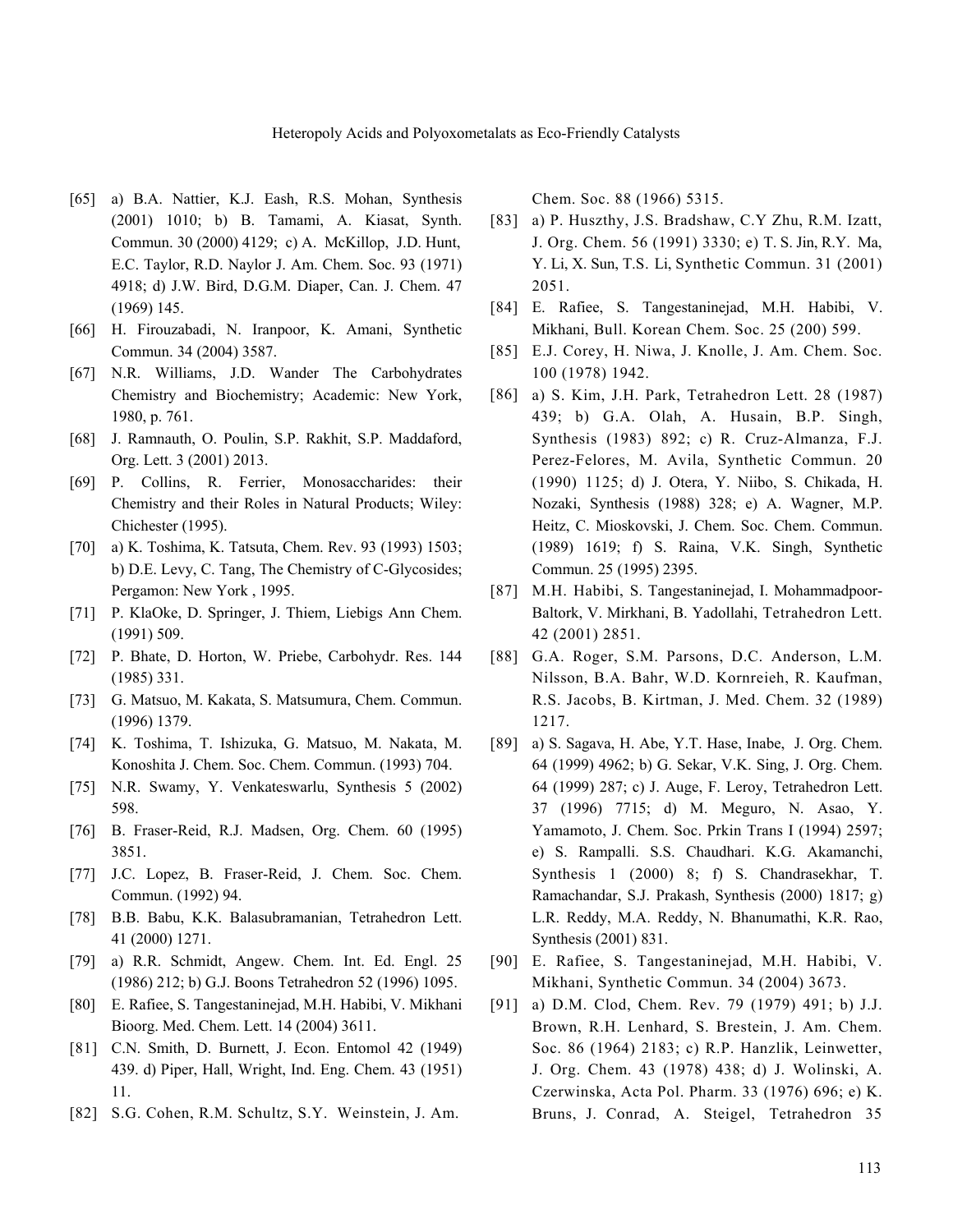[65] a) B.A. Nattier, K.J. Eash, R.S. Mohan, Synthesis (2001) 1010; b) B. Tamami, A. Kiasat, Synth. Commun. 30 (2000) 4129; c) A. McKillop, J.D. Hunt, E.C. Taylor, R.D. Naylor J. Am. Chem. Soc. 93 (1971) 4918; d) J.W. Bird, D.G.M. Diaper, Can. J. Chem. 47 (1969) 145.

[66] H. Firouzabadi, N. Iranpoor, K. Amani, Synthetic Commun. 34 (2004) 3587.

[67] N.R. Williams, J.D. Wander The Carbohydrates Chemistry and Biochemistry; Academic: New York, 1980, p. 761.

[68] J. Ramnauth, O. Poulin, S.P. Rakhit, S.P. Maddaford, Org. Lett. 3 (2001) 2013.

[69] P. Collins, R. Ferrier, Monosaccharides: their Chemistry and their Roles in Natural Products; Wiley: Chichester (1995).

[70] a) K. Toshima, K. Tatsuta, Chem. Rev. 93 (1993) 1503; b) D.E. Levy, C. Tang, The Chemistry of C-Glycosides; Pergamon: New York , 1995.

[71] P. KlaOke, D. Springer, J. Thiem, Liebigs Ann Chem. (1991) 509.

[72] P. Bhate, D. Horton, W. Priebe, Carbohydr. Res. 144 (1985) 331.

[73] G. Matsuo, M. Kakata, S. Matsumura, Chem. Commun. (1996) 1379.

[74] K. Toshima, T. Ishizuka, G. Matsuo, M. Nakata, M. Konoshita J. Chem. Soc. Chem. Commun. (1993) 704.

[75] N.R. Swamy, Y. Venkateswarlu, Synthesis 5 (2002) 598.

[76] B. Fraser-Reid, R.J. Madsen, Org. Chem. 60 (1995) 3851.

[77] J.C. Lopez, B. Fraser-Reid, J. Chem. Soc. Chem. Commun. (1992) 94.

[78] B.B. Babu, K.K. Balasubramanian, Tetrahedron Lett. 41 (2000) 1271.

[79] a) R.R. Schmidt, Angew. Chem. Int. Ed. Engl. 25 (1986) 212; b) G.J. Boons Tetrahedron 52 (1996) 1095.

[80] E. Rafiee, S. Tangestaninejad, M.H. Habibi, V. Mikhani Bioorg. Med. Chem. Lett. 14 (2004) 3611.

[81] C.N. Smith, D. Burnett, J. Econ. Entomol 42 (1949) 439. d) Piper, Hall, Wright, Ind. Eng. Chem. 43 (1951) 11.

[82] S.G. Cohen, R.M. Schultz, S.Y. Weinstein, J. Am. Chem. Soc. 88 (1966) 5315.

[83] a) P. Huszthy, J.S. Bradshaw, C.Y Zhu, R.M. Izatt, J. Org. Chem. 56 (1991) 3330; e) T. S. Jin, R.Y. Ma, Y. Li, X. Sun, T.S. Li, Synthetic Commun. 31 (2001) 2051.

[84] E. Rafiee, S. Tangestaninejad, M.H. Habibi, V. Mikhani, Bull. Korean Chem. Soc. 25 (200) 599.

[85] E.J. Corey, H. Niwa, J. Knolle, J. Am. Chem. Soc. 100 (1978) 1942.

[86] a) S. Kim, J.H. Park, Tetrahedron Lett. 28 (1987) 439; b) G.A. Olah, A. Husain, B.P. Singh, Synthesis (1983) 892; c) R. Cruz-Almanza, F.J. Perez-Felores, M. Avila, Synthetic Commun. 20 (1990) 1125; d) J. Otera, Y. Niibo, S. Chikada, H. Nozaki, Synthesis (1988) 328; e) A. Wagner, M.P. Heitz, C. Mioskovski, J. Chem. Soc. Chem. Commun. (1989) 1619; f) S. Raina, V.K. Singh, Synthetic Commun. 25 (1995) 2395.

[87] M.H. Habibi, S. Tangestaninejad, I. Mohammadpoor-Baltork, V. Mirkhani, B. Yadollahi, Tetrahedron Lett. 42 (2001) 2851.

[88] G.A. Roger, S.M. Parsons, D.C. Anderson, L.M. Nilsson, B.A. Bahr, W.D. Kornreieh, R. Kaufman, R.S. Jacobs, B. Kirtman, J. Med. Chem. 32 (1989) 1217.

[89] a) S. Sagava, H. Abe, Y.T. Hase, Inabe, J. Org. Chem. 64 (1999) 4962; b) G. Sekar, V.K. Sing, J. Org. Chem. 64 (1999) 287; c) J. Auge, F. Leroy, Tetrahedron Lett. 37 (1996) 7715; d) M. Meguro, N. Asao, Y. Yamamoto, J. Chem. Soc. Prkin Trans I (1994) 2597; e) S. Rampalli. S.S. Chaudhari. K.G. Akamanchi, Synthesis 1 (2000) 8; f) S. Chandrasekhar, T. Ramachandar, S.J. Prakash, Synthesis (2000) 1817; g) L.R. Reddy, M.A. Reddy, N. Bhanumathi, K.R. Rao, Synthesis (2001) 831.

[90] E. Rafiee, S. Tangestaninejad, M.H. Habibi, V. Mikhani, Synthetic Commun. 34 (2004) 3673.

[91] a) D.M. Clod, Chem. Rev. 79 (1979) 491; b) J.J. Brown, R.H. Lenhard, S. Brestein, J. Am. Chem. Soc. 86 (1964) 2183; c) R.P. Hanzlik, Leinwetter, J. Org. Chem. 43 (1978) 438; d) J. Wolinski, A. Czerwinska, Acta Pol. Pharm. 33 (1976) 696; e) K. Bruns, J. Conrad, A. Steigel, Tetrahedron 35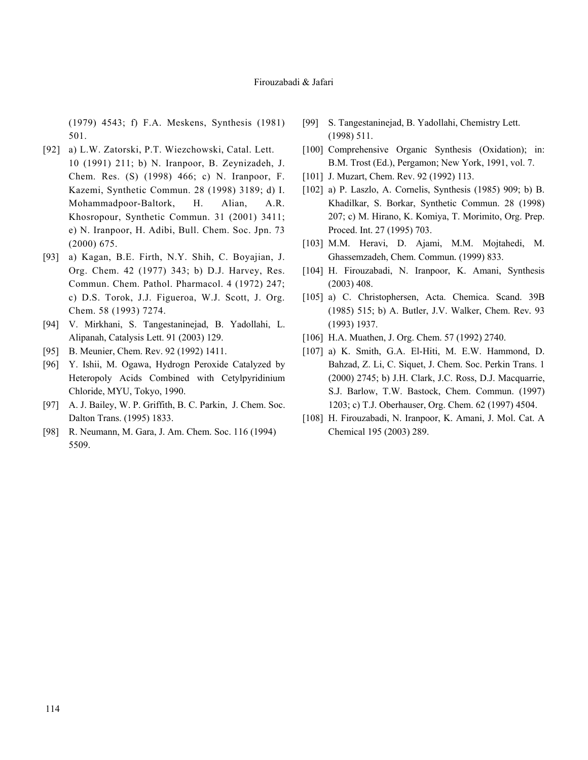(1979) 4543; f) F.A. Meskens, Synthesis (1981) 501.

[92] a) L.W. Zatorski, P.T. Wiezchowski, Catal. Lett. 10 (1991) 211; b) N. Iranpoor, B. Zeynizadeh, J. Chem. Res. (S) (1998) 466; c) N. Iranpoor, F. Kazemi, Synthetic Commun. 28 (1998) 3189; d) I. Mohammadpoor-Baltork, H. Alian, A.R. Khosropour, Synthetic Commun. 31 (2001) 3411; e) N. Iranpoor, H. Adibi, Bull. Chem. Soc. Jpn. 73 (2000) 675.

[93] a) Kagan, B.E. Firth, N.Y. Shih, C. Boyajian, J. Org. Chem. 42 (1977) 343; b) D.J. Harvey, Res. Commun. Chem. Pathol. Pharmacol. 4 (1972) 247; c) D.S. Torok, J.J. Figueroa, W.J. Scott, J. Org. Chem. 58 (1993) 7274.

[94] V. Mirkhani, S. Tangestaninejad, B. Yadollahi, L. Alipanah, Catalysis Lett. 91 (2003) 129.

[95] B. Meunier, Chem. Rev. 92 (1992) 1411.

[96] Y. Ishii, M. Ogawa, Hydrogn Peroxide Catalyzed by Heteropoly Acids Combined with Cetylpyridinium Chloride, MYU, Tokyo, 1990.

[97] A. J. Bailey, W. P. Griffith, B. C. Parkin, J. Chem. Soc. Dalton Trans. (1995) 1833.

[98] R. Neumann, M. Gara, J. Am. Chem. Soc. 116 (1994) 5509.

[99] S. Tangestaninejad, B. Yadollahi, Chemistry Lett. (1998) 511.

[100] Comprehensive Organic Synthesis (Oxidation); in: B.M. Trost (Ed.), Pergamon; New York, 1991, vol. 7.

[101] J. Muzart, Chem. Rev. 92 (1992) 113.

[102] a) P. Laszlo, A. Cornelis, Synthesis (1985) 909; b) B. Khadilkar, S. Borkar, Synthetic Commun. 28 (1998) 207; c) M. Hirano, K. Komiya, T. Morimito, Org. Prep. Proced. Int. 27 (1995) 703.

[103] M.M. Heravi, D. Ajami, M.M. Mojtahedi, M. Ghassemzadeh, Chem. Commun. (1999) 833.

[104] H. Firouzabadi, N. Iranpoor, K. Amani, Synthesis (2003) 408.

[105] a) C. Christophersen, Acta. Chemica. Scand. 39B (1985) 515; b) A. Butler, J.V. Walker, Chem. Rev. 93 (1993) 1937.

[106] H.A. Muathen, J. Org. Chem. 57 (1992) 2740.

[107] a) K. Smith, G.A. El-Hiti, M. E.W. Hammond, D. Bahzad, Z. Li, C. Siquet, J. Chem. Soc. Perkin Trans. 1 (2000) 2745; b) J.H. Clark, J.C. Ross, D.J. Macquarrie, S.J. Barlow, T.W. Bastock, Chem. Commun. (1997) 1203; c) T.J. Oberhauser, Org. Chem. 62 (1997) 4504.

[108] H. Firouzabadi, N. Iranpoor, K. Amani, J. Mol. Cat. A Chemical 195 (2003) 289.